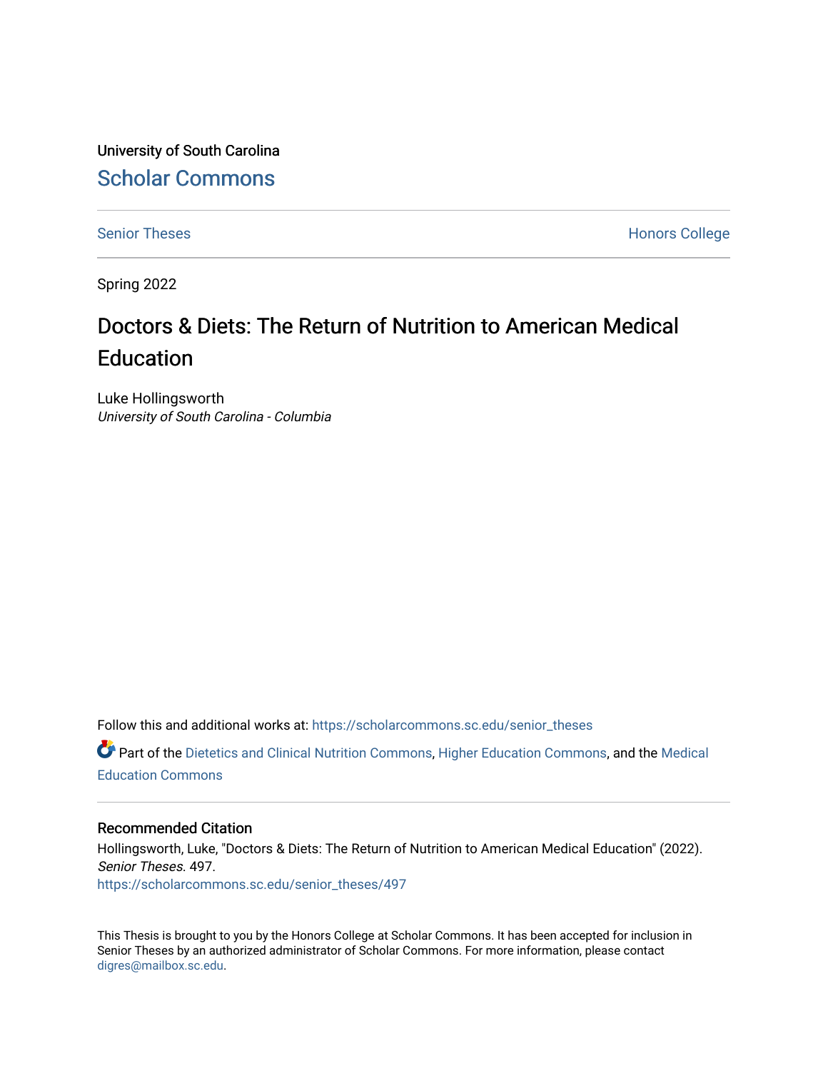University of South Carolina

Scholar Commons

Senior Theses

Honors College

Spring 2022

# Doctors & Diets: The Return of Nutrition to American Medical Education

Luke Hollingsworth

*University of South Carolina - Columbia*

Follow this and additional works at: https://scholarcommons.sc.edu/senior_theses

Part of the Dietetics and Clinical Nutrition Commons, Higher Education Commons, and the Medical Education Commons

## Recommended Citation

Hollingsworth, Luke, "Doctors & Diets: The Return of Nutrition to American Medical Education" (2022). *Senior Theses*. 497.

https://scholarcommons.sc.edu/senior_theses/497

This Thesis is brought to you by the Honors College at Scholar Commons. It has been accepted for inclusion in Senior Theses by an authorized administrator of Scholar Commons. For more information, please contact digres@mailbox.sc.edu.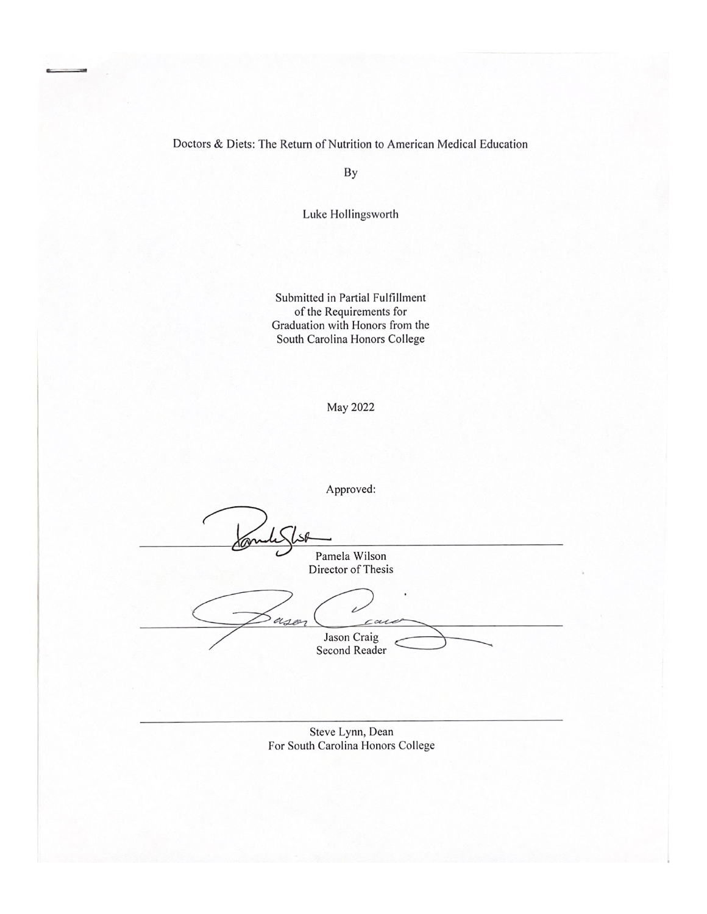Doctors & Diets: The Return of Nutrition to American Medical Education

By

Luke Hollingsworth

Submitted in Partial Fulfillment
of the Requirements for
Graduation with Honors from the
South Carolina Honors College

May 2022

Approved:

Pamela Wilson
Director of Thesis

Jason Craig
Second Reader

Steve Lynn, Dean
For South Carolina Honors College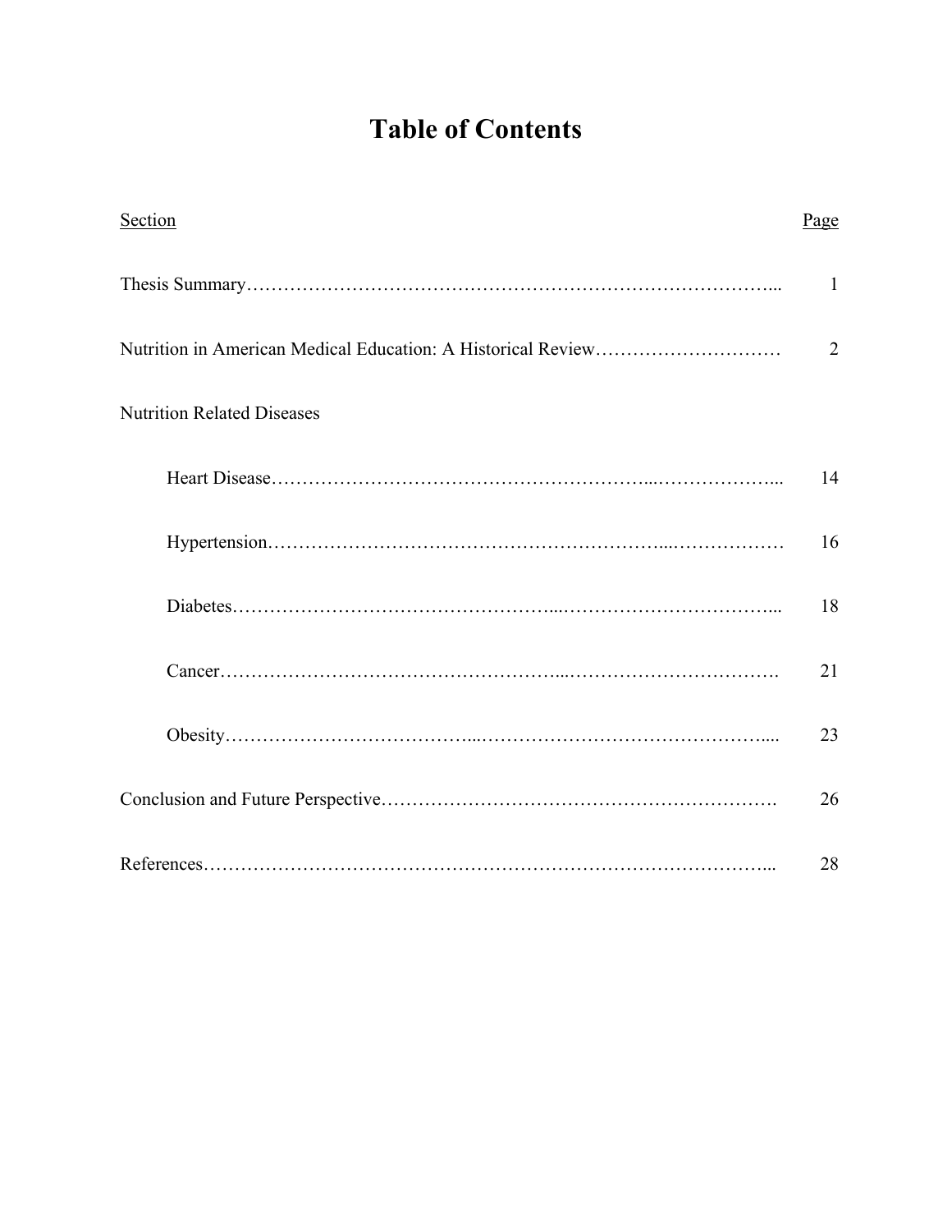# Table of Contents

| Section | Page |
|---|---|
| Thesis Summary | 1 |
| Nutrition in American Medical Education: A Historical Review | 2 |
| Nutrition Related Diseases | |
| Heart Disease | 14 |
| Hypertension | 16 |
| Diabetes | 18 |
| Cancer | 21 |
| Obesity | 23 |
| Conclusion and Future Perspective | 26 |
| References | 28 |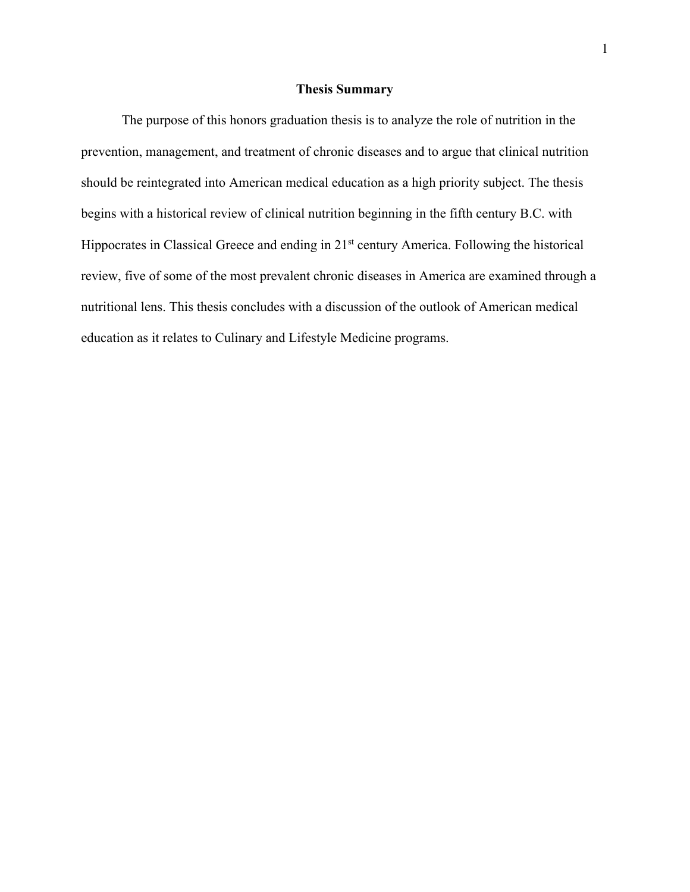# Thesis Summary

The purpose of this honors graduation thesis is to analyze the role of nutrition in the prevention, management, and treatment of chronic diseases and to argue that clinical nutrition should be reintegrated into American medical education as a high priority subject. The thesis begins with a historical review of clinical nutrition beginning in the fifth century B.C. with Hippocrates in Classical Greece and ending in 21st century America. Following the historical review, five of some of the most prevalent chronic diseases in America are examined through a nutritional lens. This thesis concludes with a discussion of the outlook of American medical education as it relates to Culinary and Lifestyle Medicine programs.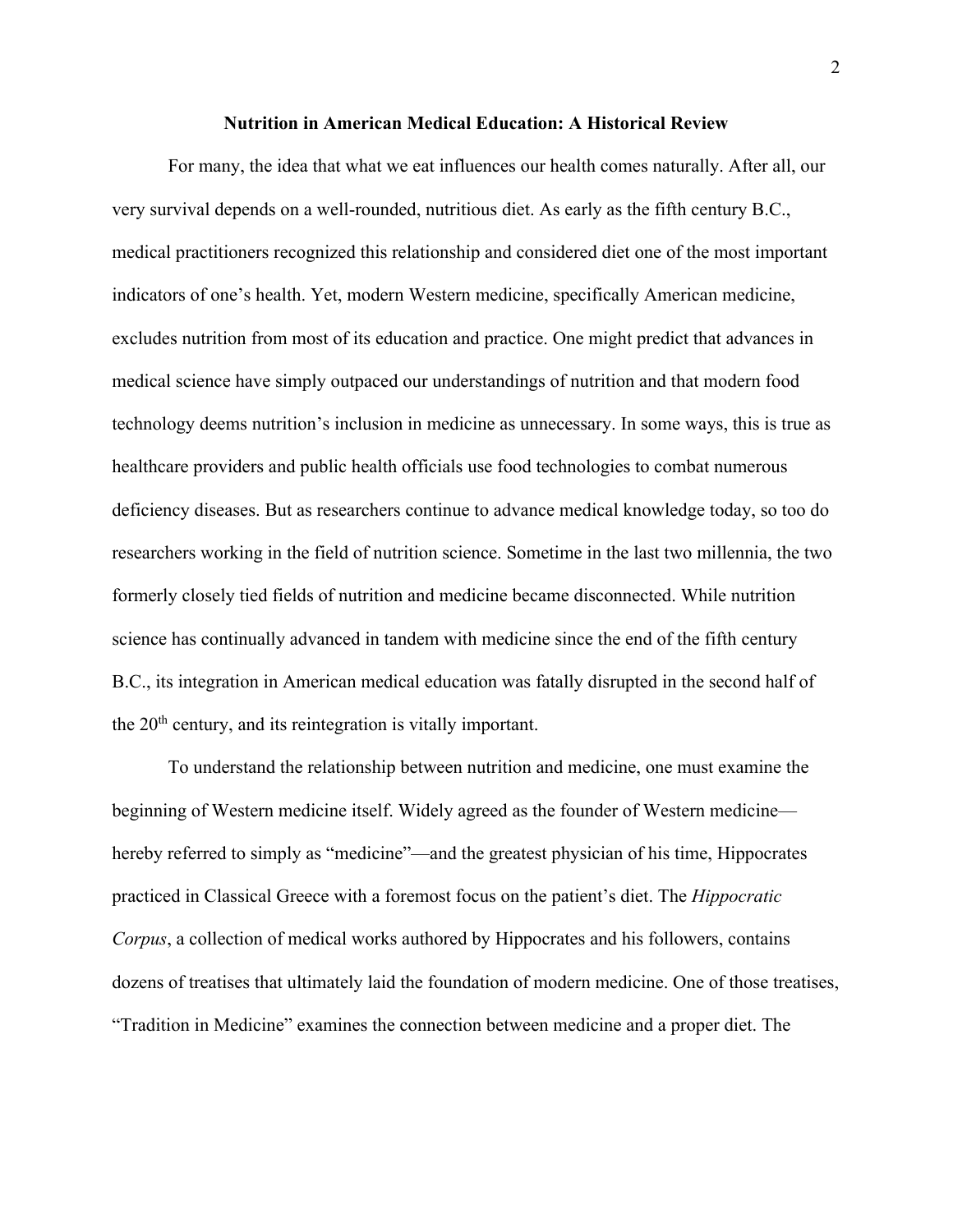**Nutrition in American Medical Education: A Historical Review**

For many, the idea that what we eat influences our health comes naturally. After all, our very survival depends on a well-rounded, nutritious diet. As early as the fifth century B.C., medical practitioners recognized this relationship and considered diet one of the most important indicators of one's health. Yet, modern Western medicine, specifically American medicine, excludes nutrition from most of its education and practice. One might predict that advances in medical science have simply outpaced our understandings of nutrition and that modern food technology deems nutrition's inclusion in medicine as unnecessary. In some ways, this is true as healthcare providers and public health officials use food technologies to combat numerous deficiency diseases. But as researchers continue to advance medical knowledge today, so too do researchers working in the field of nutrition science. Sometime in the last two millennia, the two formerly closely tied fields of nutrition and medicine became disconnected. While nutrition science has continually advanced in tandem with medicine since the end of the fifth century B.C., its integration in American medical education was fatally disrupted in the second half of the 20th century, and its reintegration is vitally important.

To understand the relationship between nutrition and medicine, one must examine the beginning of Western medicine itself. Widely agreed as the founder of Western medicine—hereby referred to simply as "medicine"—and the greatest physician of his time, Hippocrates practiced in Classical Greece with a foremost focus on the patient's diet. The *Hippocratic Corpus*, a collection of medical works authored by Hippocrates and his followers, contains dozens of treatises that ultimately laid the foundation of modern medicine. One of those treatises, "Tradition in Medicine" examines the connection between medicine and a proper diet. The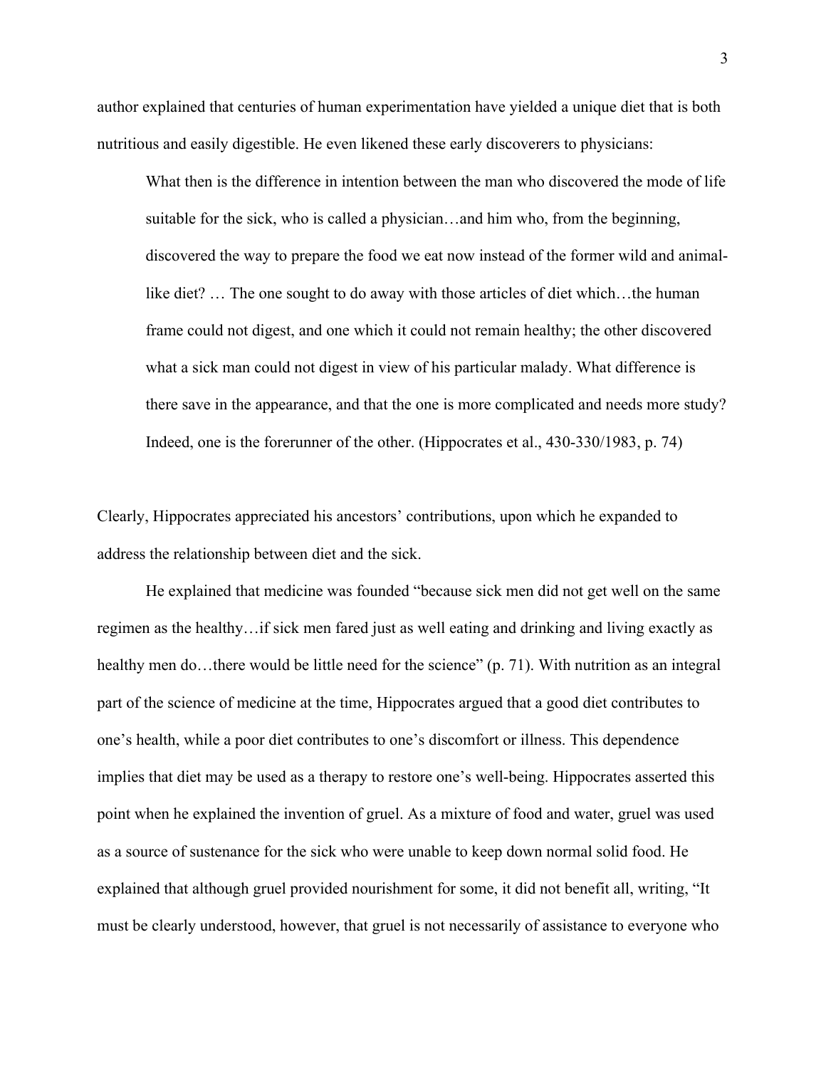author explained that centuries of human experimentation have yielded a unique diet that is both nutritious and easily digestible. He even likened these early discoverers to physicians:

> What then is the difference in intention between the man who discovered the mode of life suitable for the sick, who is called a physician…and him who, from the beginning, discovered the way to prepare the food we eat now instead of the former wild and animal-like diet? … The one sought to do away with those articles of diet which…the human frame could not digest, and one which it could not remain healthy; the other discovered what a sick man could not digest in view of his particular malady. What difference is there save in the appearance, and that the one is more complicated and needs more study? Indeed, one is the forerunner of the other. (Hippocrates et al., 430-330/1983, p. 74)

Clearly, Hippocrates appreciated his ancestors' contributions, upon which he expanded to address the relationship between diet and the sick.

He explained that medicine was founded "because sick men did not get well on the same regimen as the healthy…if sick men fared just as well eating and drinking and living exactly as healthy men do…there would be little need for the science" (p. 71). With nutrition as an integral part of the science of medicine at the time, Hippocrates argued that a good diet contributes to one's health, while a poor diet contributes to one's discomfort or illness. This dependence implies that diet may be used as a therapy to restore one's well-being. Hippocrates asserted this point when he explained the invention of gruel. As a mixture of food and water, gruel was used as a source of sustenance for the sick who were unable to keep down normal solid food. He explained that although gruel provided nourishment for some, it did not benefit all, writing, "It must be clearly understood, however, that gruel is not necessarily of assistance to everyone who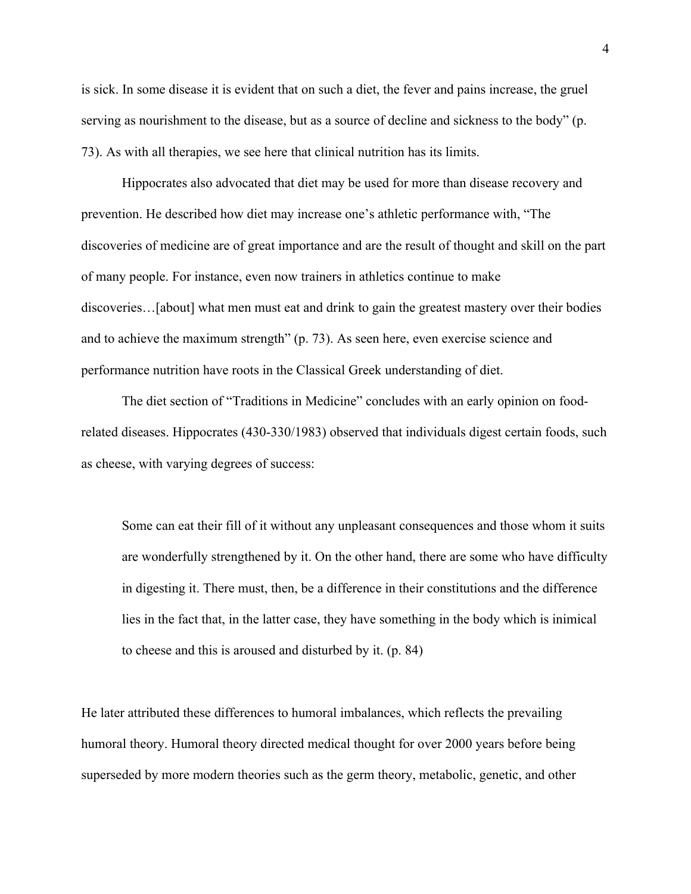is sick. In some disease it is evident that on such a diet, the fever and pains increase, the gruel serving as nourishment to the disease, but as a source of decline and sickness to the body" (p. 73). As with all therapies, we see here that clinical nutrition has its limits.

Hippocrates also advocated that diet may be used for more than disease recovery and prevention. He described how diet may increase one's athletic performance with, "The discoveries of medicine are of great importance and are the result of thought and skill on the part of many people. For instance, even now trainers in athletics continue to make discoveries…[about] what men must eat and drink to gain the greatest mastery over their bodies and to achieve the maximum strength" (p. 73). As seen here, even exercise science and performance nutrition have roots in the Classical Greek understanding of diet.

The diet section of "Traditions in Medicine" concludes with an early opinion on food-related diseases. Hippocrates (430-330/1983) observed that individuals digest certain foods, such as cheese, with varying degrees of success:

> Some can eat their fill of it without any unpleasant consequences and those whom it suits are wonderfully strengthened by it. On the other hand, there are some who have difficulty in digesting it. There must, then, be a difference in their constitutions and the difference lies in the fact that, in the latter case, they have something in the body which is inimical to cheese and this is aroused and disturbed by it. (p. 84)

He later attributed these differences to humoral imbalances, which reflects the prevailing humoral theory. Humoral theory directed medical thought for over 2000 years before being superseded by more modern theories such as the germ theory, metabolic, genetic, and other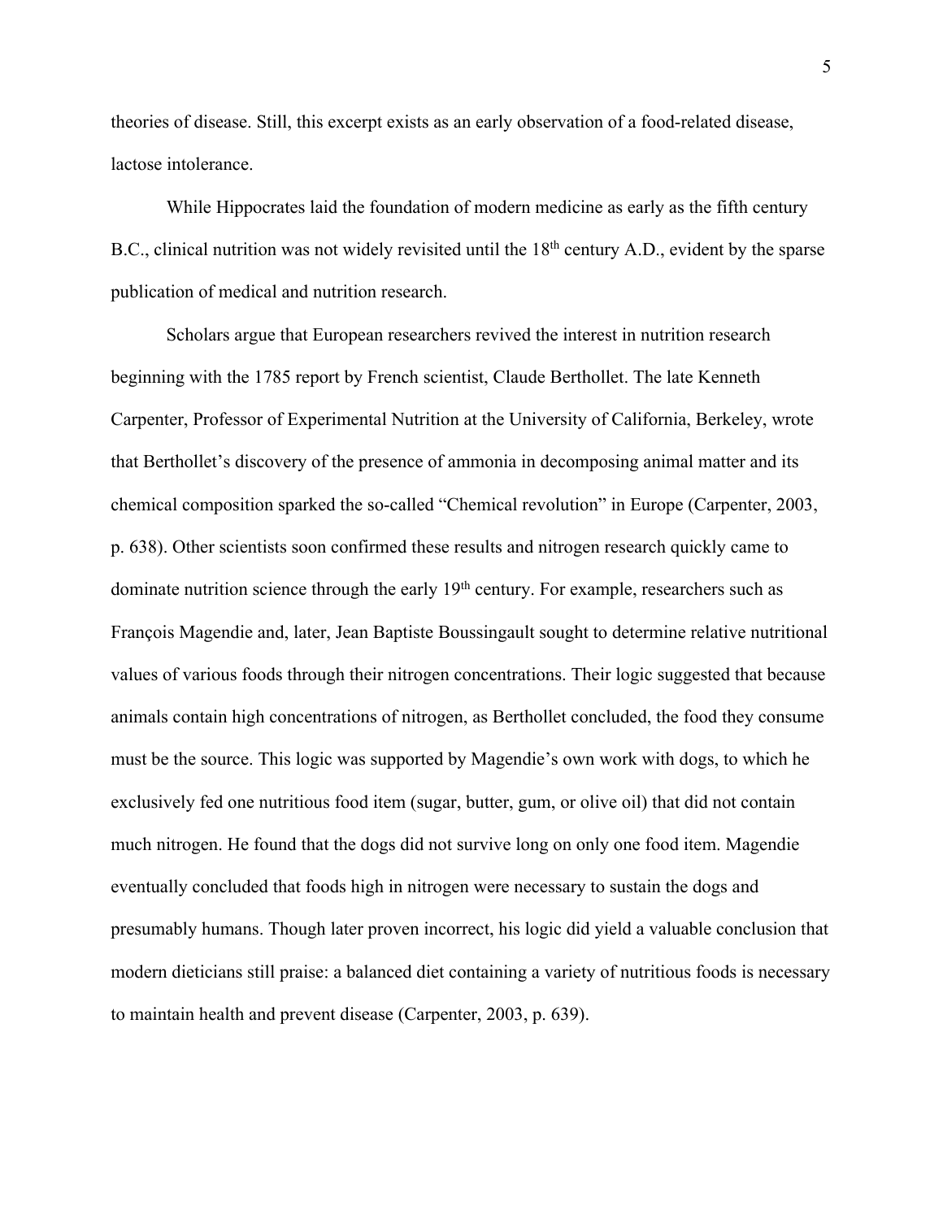theories of disease. Still, this excerpt exists as an early observation of a food-related disease, lactose intolerance.

While Hippocrates laid the foundation of modern medicine as early as the fifth century B.C., clinical nutrition was not widely revisited until the 18th century A.D., evident by the sparse publication of medical and nutrition research.

Scholars argue that European researchers revived the interest in nutrition research beginning with the 1785 report by French scientist, Claude Berthollet. The late Kenneth Carpenter, Professor of Experimental Nutrition at the University of California, Berkeley, wrote that Berthollet's discovery of the presence of ammonia in decomposing animal matter and its chemical composition sparked the so-called "Chemical revolution" in Europe (Carpenter, 2003, p. 638). Other scientists soon confirmed these results and nitrogen research quickly came to dominate nutrition science through the early 19th century. For example, researchers such as François Magendie and, later, Jean Baptiste Boussingault sought to determine relative nutritional values of various foods through their nitrogen concentrations. Their logic suggested that because animals contain high concentrations of nitrogen, as Berthollet concluded, the food they consume must be the source. This logic was supported by Magendie's own work with dogs, to which he exclusively fed one nutritious food item (sugar, butter, gum, or olive oil) that did not contain much nitrogen. He found that the dogs did not survive long on only one food item. Magendie eventually concluded that foods high in nitrogen were necessary to sustain the dogs and presumably humans. Though later proven incorrect, his logic did yield a valuable conclusion that modern dieticians still praise: a balanced diet containing a variety of nutritious foods is necessary to maintain health and prevent disease (Carpenter, 2003, p. 639).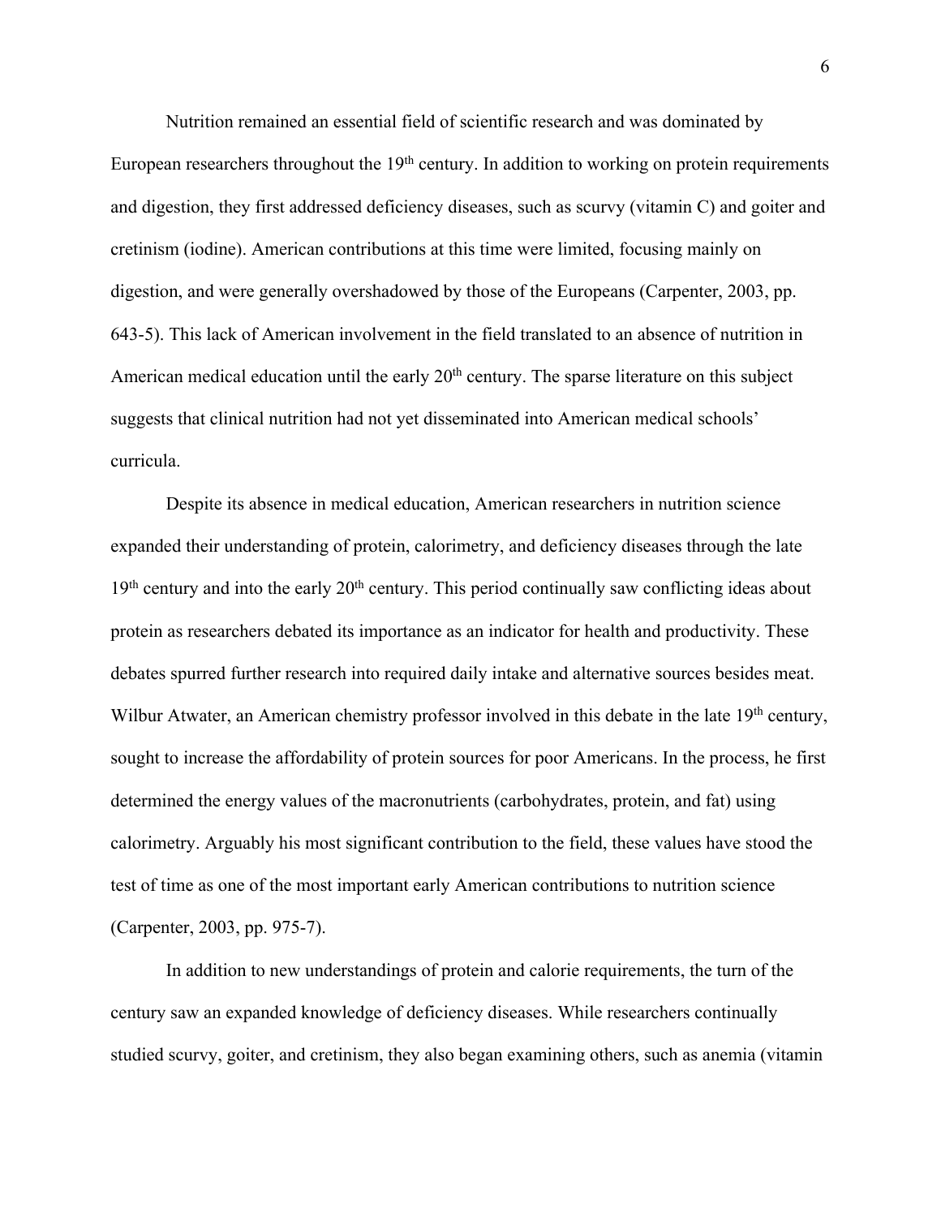Nutrition remained an essential field of scientific research and was dominated by European researchers throughout the 19th century. In addition to working on protein requirements and digestion, they first addressed deficiency diseases, such as scurvy (vitamin C) and goiter and cretinism (iodine). American contributions at this time were limited, focusing mainly on digestion, and were generally overshadowed by those of the Europeans (Carpenter, 2003, pp. 643-5). This lack of American involvement in the field translated to an absence of nutrition in American medical education until the early 20th century. The sparse literature on this subject suggests that clinical nutrition had not yet disseminated into American medical schools' curricula.

Despite its absence in medical education, American researchers in nutrition science expanded their understanding of protein, calorimetry, and deficiency diseases through the late 19th century and into the early 20th century. This period continually saw conflicting ideas about protein as researchers debated its importance as an indicator for health and productivity. These debates spurred further research into required daily intake and alternative sources besides meat. Wilbur Atwater, an American chemistry professor involved in this debate in the late 19th century, sought to increase the affordability of protein sources for poor Americans. In the process, he first determined the energy values of the macronutrients (carbohydrates, protein, and fat) using calorimetry. Arguably his most significant contribution to the field, these values have stood the test of time as one of the most important early American contributions to nutrition science (Carpenter, 2003, pp. 975-7).

In addition to new understandings of protein and calorie requirements, the turn of the century saw an expanded knowledge of deficiency diseases. While researchers continually studied scurvy, goiter, and cretinism, they also began examining others, such as anemia (vitamin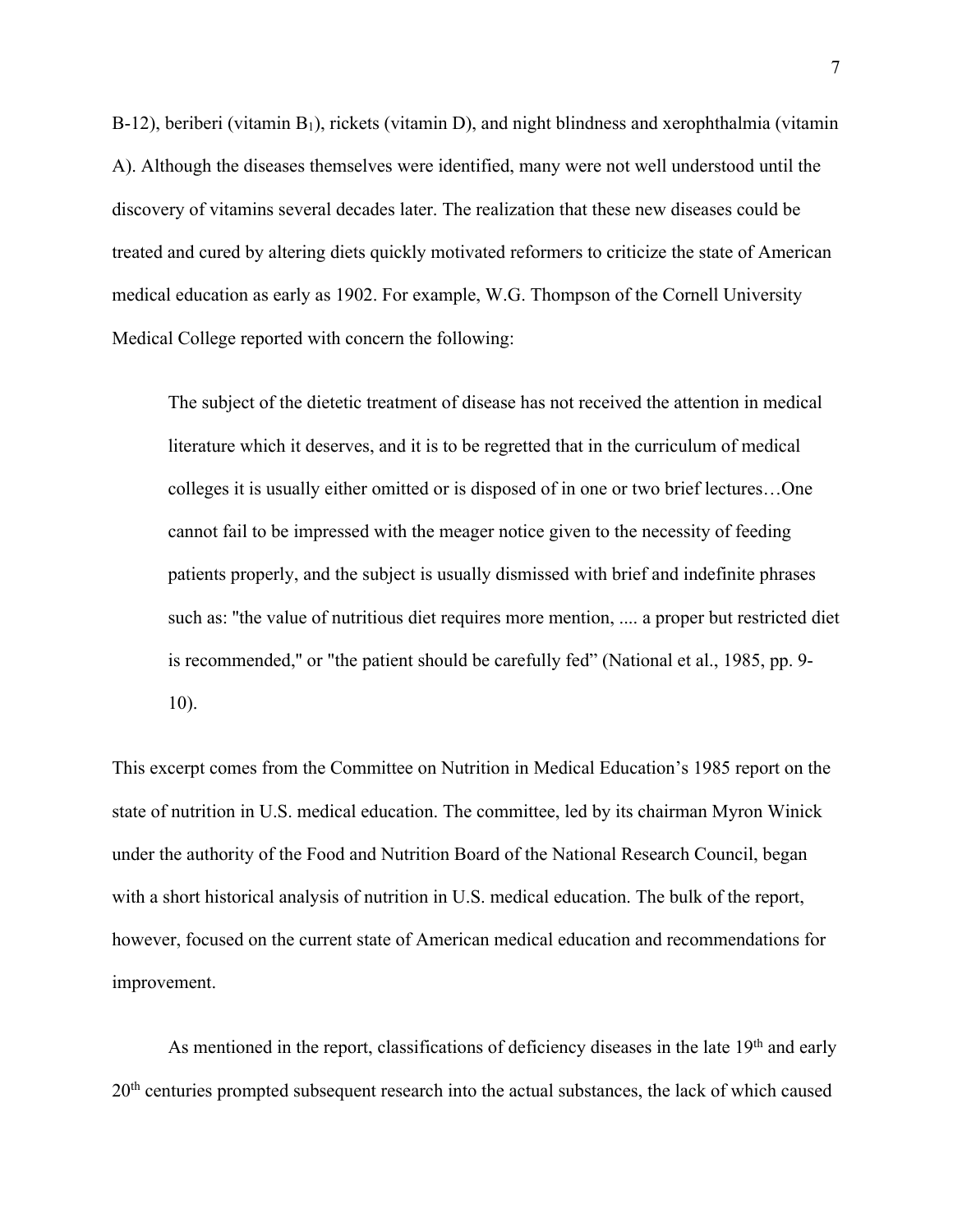B-12), beriberi (vitamin $B_1$), rickets (vitamin D), and night blindness and xerophthalmia (vitamin A). Although the diseases themselves were identified, many were not well understood until the discovery of vitamins several decades later. The realization that these new diseases could be treated and cured by altering diets quickly motivated reformers to criticize the state of American medical education as early as 1902. For example, W.G. Thompson of the Cornell University Medical College reported with concern the following:

> The subject of the dietetic treatment of disease has not received the attention in medical literature which it deserves, and it is to be regretted that in the curriculum of medical colleges it is usually either omitted or is disposed of in one or two brief lectures…One cannot fail to be impressed with the meager notice given to the necessity of feeding patients properly, and the subject is usually dismissed with brief and indefinite phrases such as: "the value of nutritious diet requires more mention, .... a proper but restricted diet is recommended," or "the patient should be carefully fed" (National et al., 1985, pp. 9-10).

This excerpt comes from the Committee on Nutrition in Medical Education's 1985 report on the state of nutrition in U.S. medical education. The committee, led by its chairman Myron Winick under the authority of the Food and Nutrition Board of the National Research Council, began with a short historical analysis of nutrition in U.S. medical education. The bulk of the report, however, focused on the current state of American medical education and recommendations for improvement.

As mentioned in the report, classifications of deficiency diseases in the late 19th and early 20th centuries prompted subsequent research into the actual substances, the lack of which caused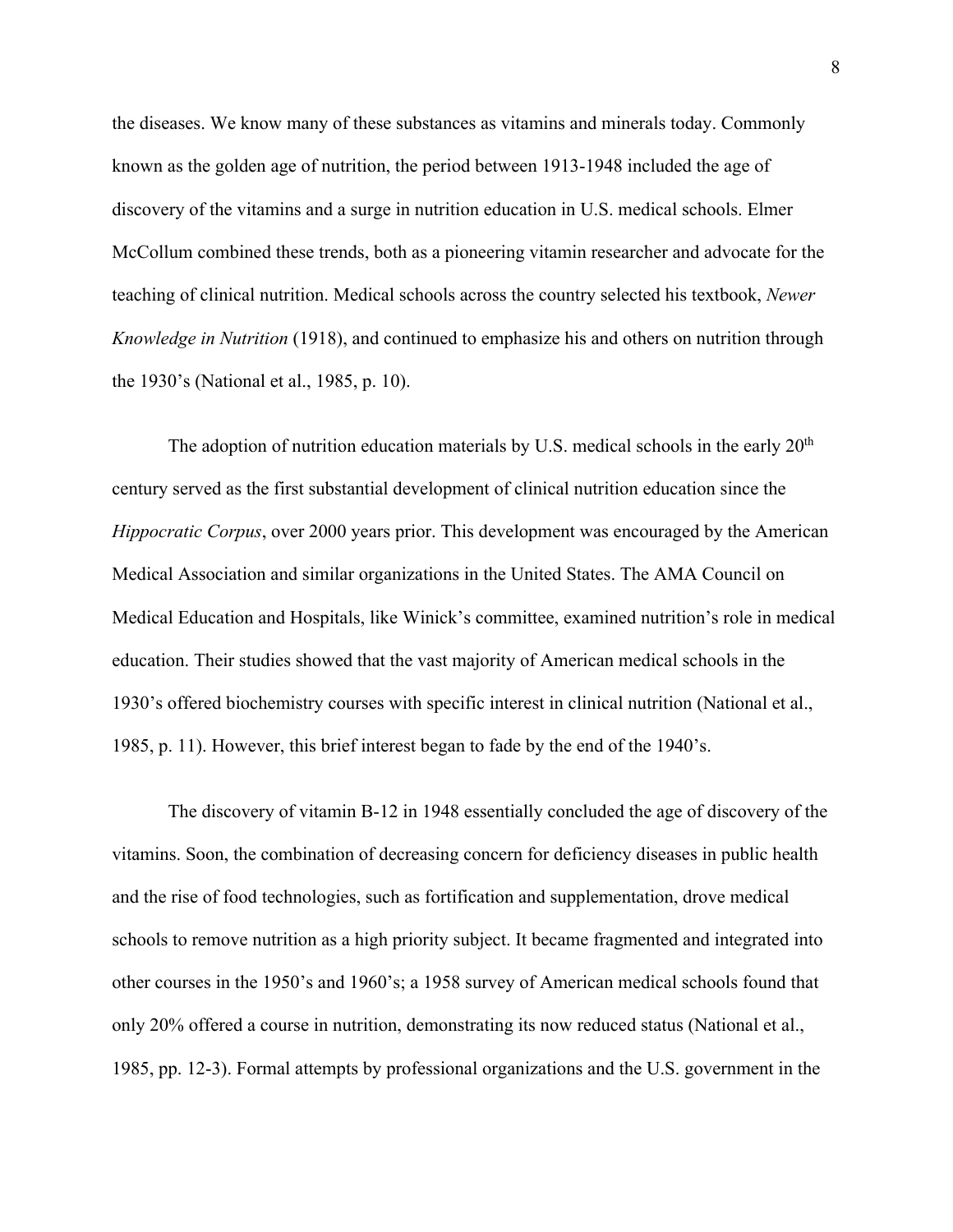the diseases. We know many of these substances as vitamins and minerals today. Commonly known as the golden age of nutrition, the period between 1913-1948 included the age of discovery of the vitamins and a surge in nutrition education in U.S. medical schools. Elmer McCollum combined these trends, both as a pioneering vitamin researcher and advocate for the teaching of clinical nutrition. Medical schools across the country selected his textbook, *Newer Knowledge in Nutrition* (1918), and continued to emphasize his and others on nutrition through the 1930's (National et al., 1985, p. 10).

The adoption of nutrition education materials by U.S. medical schools in the early 20th century served as the first substantial development of clinical nutrition education since the *Hippocratic Corpus*, over 2000 years prior. This development was encouraged by the American Medical Association and similar organizations in the United States. The AMA Council on Medical Education and Hospitals, like Winick's committee, examined nutrition's role in medical education. Their studies showed that the vast majority of American medical schools in the 1930's offered biochemistry courses with specific interest in clinical nutrition (National et al., 1985, p. 11). However, this brief interest began to fade by the end of the 1940's.

The discovery of vitamin B-12 in 1948 essentially concluded the age of discovery of the vitamins. Soon, the combination of decreasing concern for deficiency diseases in public health and the rise of food technologies, such as fortification and supplementation, drove medical schools to remove nutrition as a high priority subject. It became fragmented and integrated into other courses in the 1950's and 1960's; a 1958 survey of American medical schools found that only 20% offered a course in nutrition, demonstrating its now reduced status (National et al., 1985, pp. 12-3). Formal attempts by professional organizations and the U.S. government in the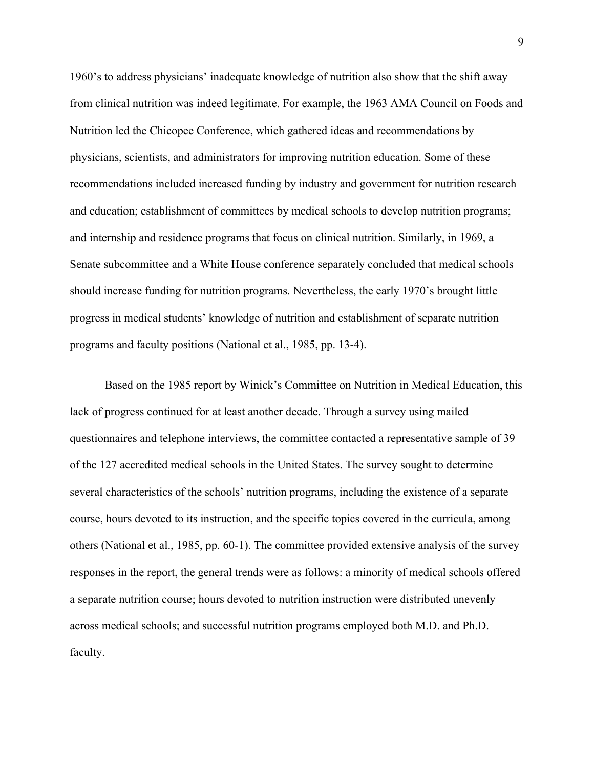1960's to address physicians' inadequate knowledge of nutrition also show that the shift away from clinical nutrition was indeed legitimate. For example, the 1963 AMA Council on Foods and Nutrition led the Chicopee Conference, which gathered ideas and recommendations by physicians, scientists, and administrators for improving nutrition education. Some of these recommendations included increased funding by industry and government for nutrition research and education; establishment of committees by medical schools to develop nutrition programs; and internship and residence programs that focus on clinical nutrition. Similarly, in 1969, a Senate subcommittee and a White House conference separately concluded that medical schools should increase funding for nutrition programs. Nevertheless, the early 1970's brought little progress in medical students' knowledge of nutrition and establishment of separate nutrition programs and faculty positions (National et al., 1985, pp. 13-4).

Based on the 1985 report by Winick's Committee on Nutrition in Medical Education, this lack of progress continued for at least another decade. Through a survey using mailed questionnaires and telephone interviews, the committee contacted a representative sample of 39 of the 127 accredited medical schools in the United States. The survey sought to determine several characteristics of the schools' nutrition programs, including the existence of a separate course, hours devoted to its instruction, and the specific topics covered in the curricula, among others (National et al., 1985, pp. 60-1). The committee provided extensive analysis of the survey responses in the report, the general trends were as follows: a minority of medical schools offered a separate nutrition course; hours devoted to nutrition instruction were distributed unevenly across medical schools; and successful nutrition programs employed both M.D. and Ph.D. faculty.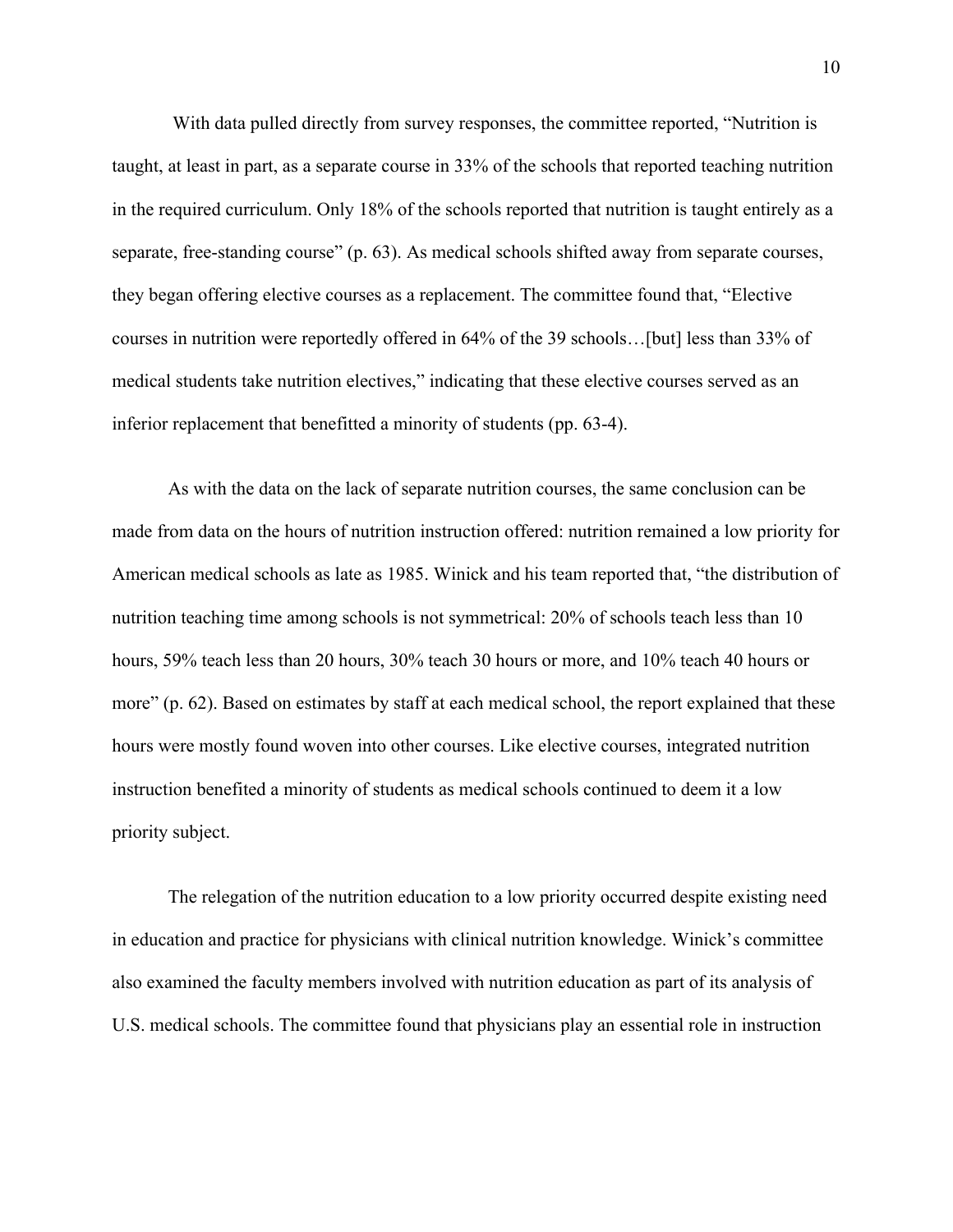With data pulled directly from survey responses, the committee reported, "Nutrition is taught, at least in part, as a separate course in 33% of the schools that reported teaching nutrition in the required curriculum. Only 18% of the schools reported that nutrition is taught entirely as a separate, free-standing course" (p. 63). As medical schools shifted away from separate courses, they began offering elective courses as a replacement. The committee found that, "Elective courses in nutrition were reportedly offered in 64% of the 39 schools…[but] less than 33% of medical students take nutrition electives," indicating that these elective courses served as an inferior replacement that benefitted a minority of students (pp. 63-4).

As with the data on the lack of separate nutrition courses, the same conclusion can be made from data on the hours of nutrition instruction offered: nutrition remained a low priority for American medical schools as late as 1985. Winick and his team reported that, "the distribution of nutrition teaching time among schools is not symmetrical: 20% of schools teach less than 10 hours, 59% teach less than 20 hours, 30% teach 30 hours or more, and 10% teach 40 hours or more" (p. 62). Based on estimates by staff at each medical school, the report explained that these hours were mostly found woven into other courses. Like elective courses, integrated nutrition instruction benefited a minority of students as medical schools continued to deem it a low priority subject.

The relegation of the nutrition education to a low priority occurred despite existing need in education and practice for physicians with clinical nutrition knowledge. Winick's committee also examined the faculty members involved with nutrition education as part of its analysis of U.S. medical schools. The committee found that physicians play an essential role in instruction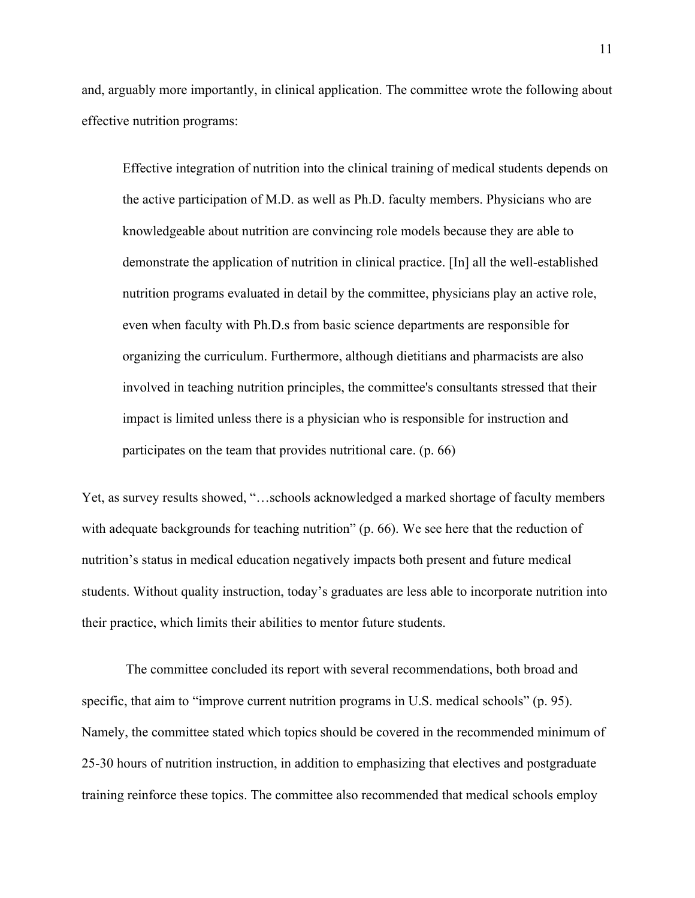and, arguably more importantly, in clinical application. The committee wrote the following about effective nutrition programs:

> Effective integration of nutrition into the clinical training of medical students depends on the active participation of M.D. as well as Ph.D. faculty members. Physicians who are knowledgeable about nutrition are convincing role models because they are able to demonstrate the application of nutrition in clinical practice. [In] all the well-established nutrition programs evaluated in detail by the committee, physicians play an active role, even when faculty with Ph.D.s from basic science departments are responsible for organizing the curriculum. Furthermore, although dietitians and pharmacists are also involved in teaching nutrition principles, the committee's consultants stressed that their impact is limited unless there is a physician who is responsible for instruction and participates on the team that provides nutritional care. (p. 66)

Yet, as survey results showed, "…schools acknowledged a marked shortage of faculty members with adequate backgrounds for teaching nutrition" (p. 66). We see here that the reduction of nutrition's status in medical education negatively impacts both present and future medical students. Without quality instruction, today's graduates are less able to incorporate nutrition into their practice, which limits their abilities to mentor future students.

The committee concluded its report with several recommendations, both broad and specific, that aim to "improve current nutrition programs in U.S. medical schools" (p. 95). Namely, the committee stated which topics should be covered in the recommended minimum of 25-30 hours of nutrition instruction, in addition to emphasizing that electives and postgraduate training reinforce these topics. The committee also recommended that medical schools employ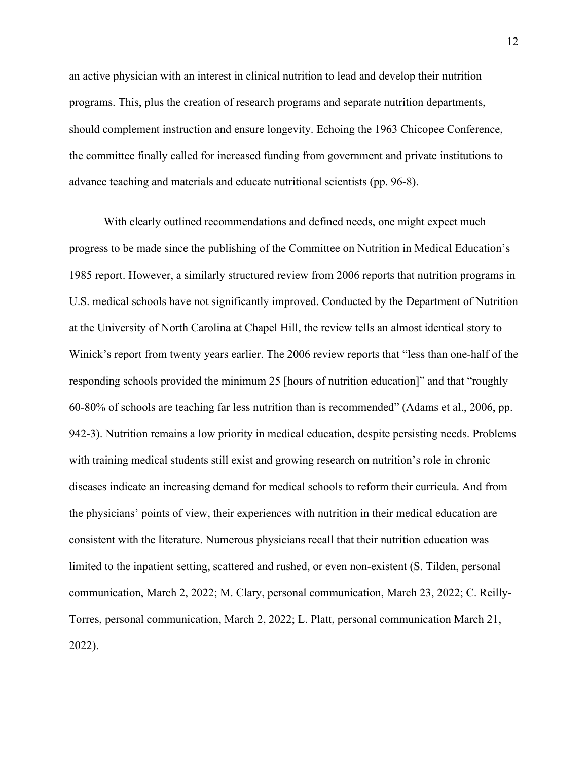an active physician with an interest in clinical nutrition to lead and develop their nutrition programs. This, plus the creation of research programs and separate nutrition departments, should complement instruction and ensure longevity. Echoing the 1963 Chicopee Conference, the committee finally called for increased funding from government and private institutions to advance teaching and materials and educate nutritional scientists (pp. 96-8).

With clearly outlined recommendations and defined needs, one might expect much progress to be made since the publishing of the Committee on Nutrition in Medical Education's 1985 report. However, a similarly structured review from 2006 reports that nutrition programs in U.S. medical schools have not significantly improved. Conducted by the Department of Nutrition at the University of North Carolina at Chapel Hill, the review tells an almost identical story to Winick's report from twenty years earlier. The 2006 review reports that "less than one-half of the responding schools provided the minimum 25 [hours of nutrition education]" and that "roughly 60-80% of schools are teaching far less nutrition than is recommended" (Adams et al., 2006, pp. 942-3). Nutrition remains a low priority in medical education, despite persisting needs. Problems with training medical students still exist and growing research on nutrition's role in chronic diseases indicate an increasing demand for medical schools to reform their curricula. And from the physicians' points of view, their experiences with nutrition in their medical education are consistent with the literature. Numerous physicians recall that their nutrition education was limited to the inpatient setting, scattered and rushed, or even non-existent (S. Tilden, personal communication, March 2, 2022; M. Clary, personal communication, March 23, 2022; C. Reilly-Torres, personal communication, March 2, 2022; L. Platt, personal communication March 21, 2022).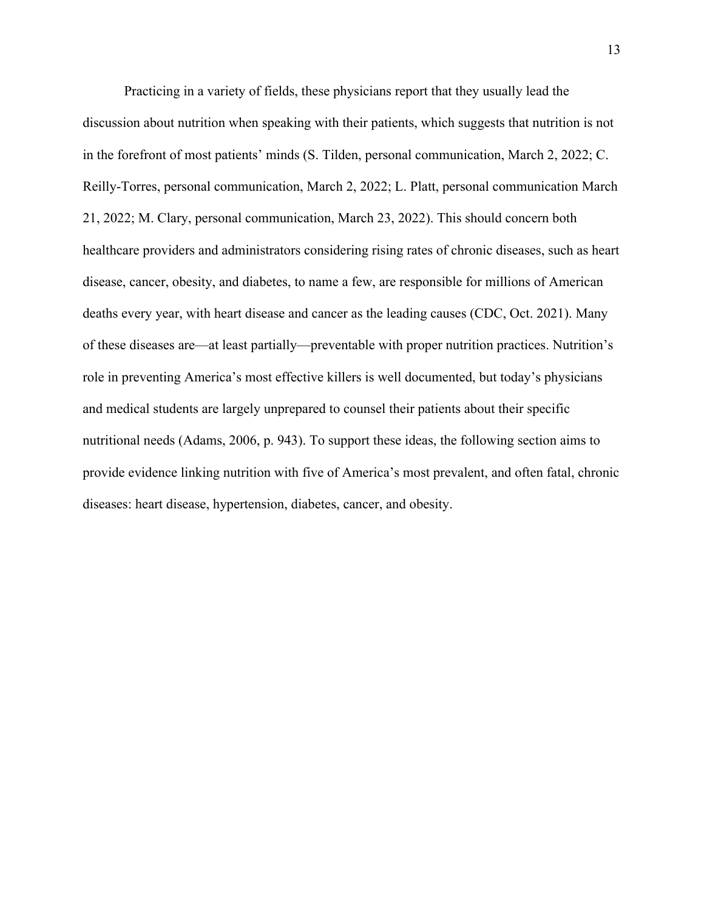Practicing in a variety of fields, these physicians report that they usually lead the discussion about nutrition when speaking with their patients, which suggests that nutrition is not in the forefront of most patients' minds (S. Tilden, personal communication, March 2, 2022; C. Reilly-Torres, personal communication, March 2, 2022; L. Platt, personal communication March 21, 2022; M. Clary, personal communication, March 23, 2022). This should concern both healthcare providers and administrators considering rising rates of chronic diseases, such as heart disease, cancer, obesity, and diabetes, to name a few, are responsible for millions of American deaths every year, with heart disease and cancer as the leading causes (CDC, Oct. 2021). Many of these diseases are—at least partially—preventable with proper nutrition practices. Nutrition's role in preventing America's most effective killers is well documented, but today's physicians and medical students are largely unprepared to counsel their patients about their specific nutritional needs (Adams, 2006, p. 943). To support these ideas, the following section aims to provide evidence linking nutrition with five of America's most prevalent, and often fatal, chronic diseases: heart disease, hypertension, diabetes, cancer, and obesity.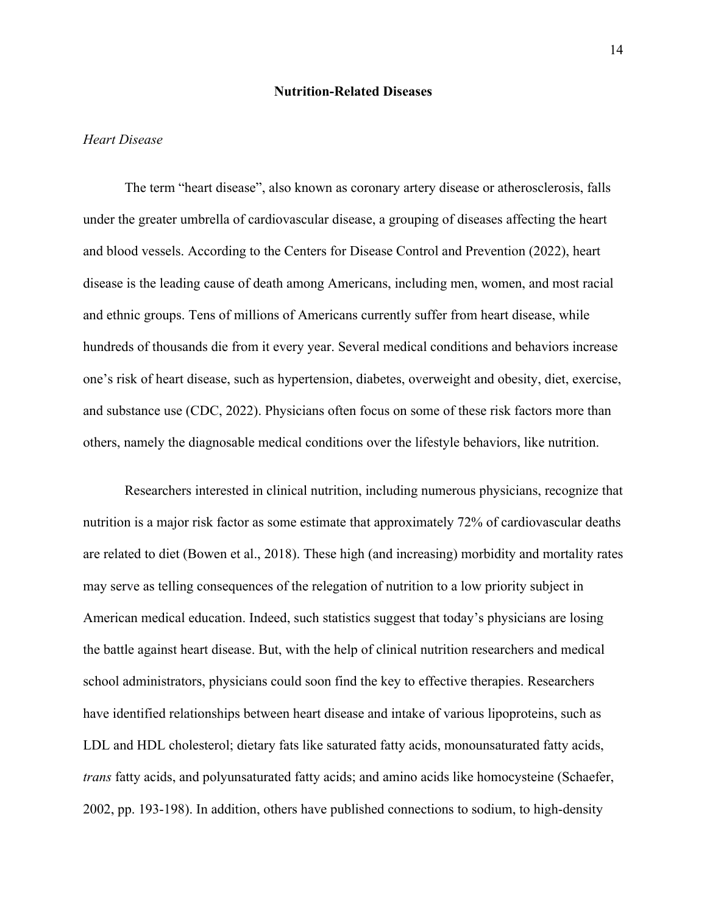## Nutrition-Related Diseases

### *Heart Disease*

The term "heart disease", also known as coronary artery disease or atherosclerosis, falls under the greater umbrella of cardiovascular disease, a grouping of diseases affecting the heart and blood vessels. According to the Centers for Disease Control and Prevention (2022), heart disease is the leading cause of death among Americans, including men, women, and most racial and ethnic groups. Tens of millions of Americans currently suffer from heart disease, while hundreds of thousands die from it every year. Several medical conditions and behaviors increase one's risk of heart disease, such as hypertension, diabetes, overweight and obesity, diet, exercise, and substance use (CDC, 2022). Physicians often focus on some of these risk factors more than others, namely the diagnosable medical conditions over the lifestyle behaviors, like nutrition.

Researchers interested in clinical nutrition, including numerous physicians, recognize that nutrition is a major risk factor as some estimate that approximately 72% of cardiovascular deaths are related to diet (Bowen et al., 2018). These high (and increasing) morbidity and mortality rates may serve as telling consequences of the relegation of nutrition to a low priority subject in American medical education. Indeed, such statistics suggest that today's physicians are losing the battle against heart disease. But, with the help of clinical nutrition researchers and medical school administrators, physicians could soon find the key to effective therapies. Researchers have identified relationships between heart disease and intake of various lipoproteins, such as LDL and HDL cholesterol; dietary fats like saturated fatty acids, monounsaturated fatty acids, *trans* fatty acids, and polyunsaturated fatty acids; and amino acids like homocysteine (Schaefer, 2002, pp. 193-198). In addition, others have published connections to sodium, to high-density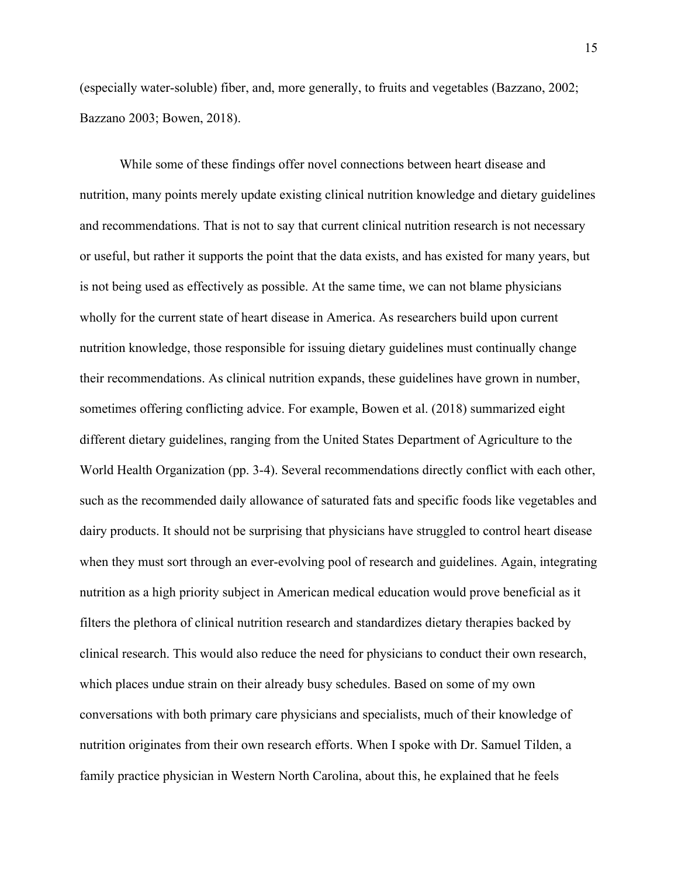(especially water-soluble) fiber, and, more generally, to fruits and vegetables (Bazzano, 2002; Bazzano 2003; Bowen, 2018).

While some of these findings offer novel connections between heart disease and nutrition, many points merely update existing clinical nutrition knowledge and dietary guidelines and recommendations. That is not to say that current clinical nutrition research is not necessary or useful, but rather it supports the point that the data exists, and has existed for many years, but is not being used as effectively as possible. At the same time, we can not blame physicians wholly for the current state of heart disease in America. As researchers build upon current nutrition knowledge, those responsible for issuing dietary guidelines must continually change their recommendations. As clinical nutrition expands, these guidelines have grown in number, sometimes offering conflicting advice. For example, Bowen et al. (2018) summarized eight different dietary guidelines, ranging from the United States Department of Agriculture to the World Health Organization (pp. 3-4). Several recommendations directly conflict with each other, such as the recommended daily allowance of saturated fats and specific foods like vegetables and dairy products. It should not be surprising that physicians have struggled to control heart disease when they must sort through an ever-evolving pool of research and guidelines. Again, integrating nutrition as a high priority subject in American medical education would prove beneficial as it filters the plethora of clinical nutrition research and standardizes dietary therapies backed by clinical research. This would also reduce the need for physicians to conduct their own research, which places undue strain on their already busy schedules. Based on some of my own conversations with both primary care physicians and specialists, much of their knowledge of nutrition originates from their own research efforts. When I spoke with Dr. Samuel Tilden, a family practice physician in Western North Carolina, about this, he explained that he feels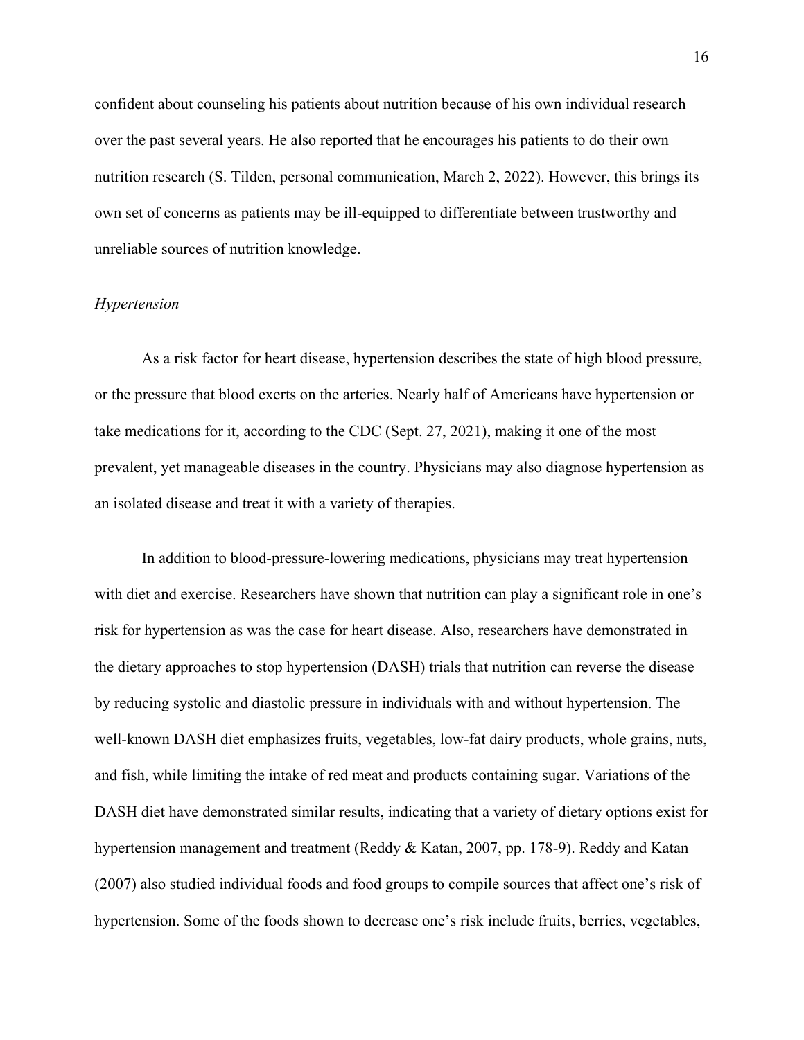confident about counseling his patients about nutrition because of his own individual research over the past several years. He also reported that he encourages his patients to do their own nutrition research (S. Tilden, personal communication, March 2, 2022). However, this brings its own set of concerns as patients may be ill-equipped to differentiate between trustworthy and unreliable sources of nutrition knowledge.

### *Hypertension*

As a risk factor for heart disease, hypertension describes the state of high blood pressure, or the pressure that blood exerts on the arteries. Nearly half of Americans have hypertension or take medications for it, according to the CDC (Sept. 27, 2021), making it one of the most prevalent, yet manageable diseases in the country. Physicians may also diagnose hypertension as an isolated disease and treat it with a variety of therapies.

In addition to blood-pressure-lowering medications, physicians may treat hypertension with diet and exercise. Researchers have shown that nutrition can play a significant role in one's risk for hypertension as was the case for heart disease. Also, researchers have demonstrated in the dietary approaches to stop hypertension (DASH) trials that nutrition can reverse the disease by reducing systolic and diastolic pressure in individuals with and without hypertension. The well-known DASH diet emphasizes fruits, vegetables, low-fat dairy products, whole grains, nuts, and fish, while limiting the intake of red meat and products containing sugar. Variations of the DASH diet have demonstrated similar results, indicating that a variety of dietary options exist for hypertension management and treatment (Reddy & Katan, 2007, pp. 178-9). Reddy and Katan (2007) also studied individual foods and food groups to compile sources that affect one's risk of hypertension. Some of the foods shown to decrease one's risk include fruits, berries, vegetables,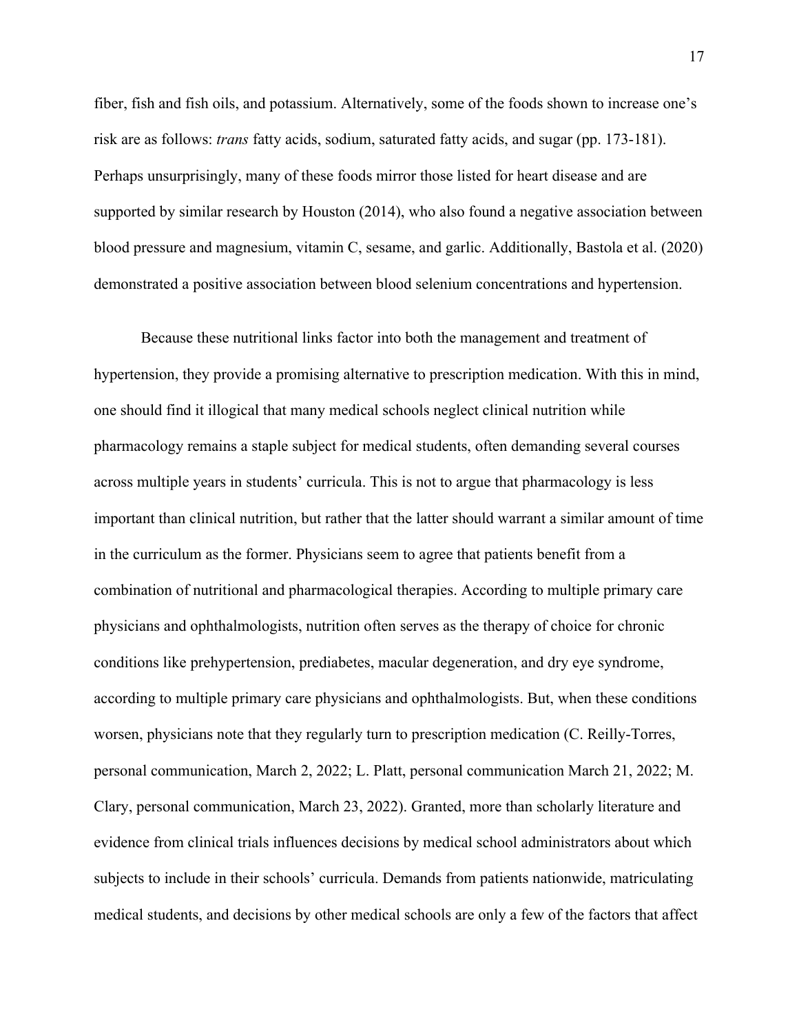fiber, fish and fish oils, and potassium. Alternatively, some of the foods shown to increase one's risk are as follows: *trans* fatty acids, sodium, saturated fatty acids, and sugar (pp. 173-181). Perhaps unsurprisingly, many of these foods mirror those listed for heart disease and are supported by similar research by Houston (2014), who also found a negative association between blood pressure and magnesium, vitamin C, sesame, and garlic. Additionally, Bastola et al. (2020) demonstrated a positive association between blood selenium concentrations and hypertension.

Because these nutritional links factor into both the management and treatment of hypertension, they provide a promising alternative to prescription medication. With this in mind, one should find it illogical that many medical schools neglect clinical nutrition while pharmacology remains a staple subject for medical students, often demanding several courses across multiple years in students' curricula. This is not to argue that pharmacology is less important than clinical nutrition, but rather that the latter should warrant a similar amount of time in the curriculum as the former. Physicians seem to agree that patients benefit from a combination of nutritional and pharmacological therapies. According to multiple primary care physicians and ophthalmologists, nutrition often serves as the therapy of choice for chronic conditions like prehypertension, prediabetes, macular degeneration, and dry eye syndrome, according to multiple primary care physicians and ophthalmologists. But, when these conditions worsen, physicians note that they regularly turn to prescription medication (C. Reilly-Torres, personal communication, March 2, 2022; L. Platt, personal communication March 21, 2022; M. Clary, personal communication, March 23, 2022). Granted, more than scholarly literature and evidence from clinical trials influences decisions by medical school administrators about which subjects to include in their schools' curricula. Demands from patients nationwide, matriculating medical students, and decisions by other medical schools are only a few of the factors that affect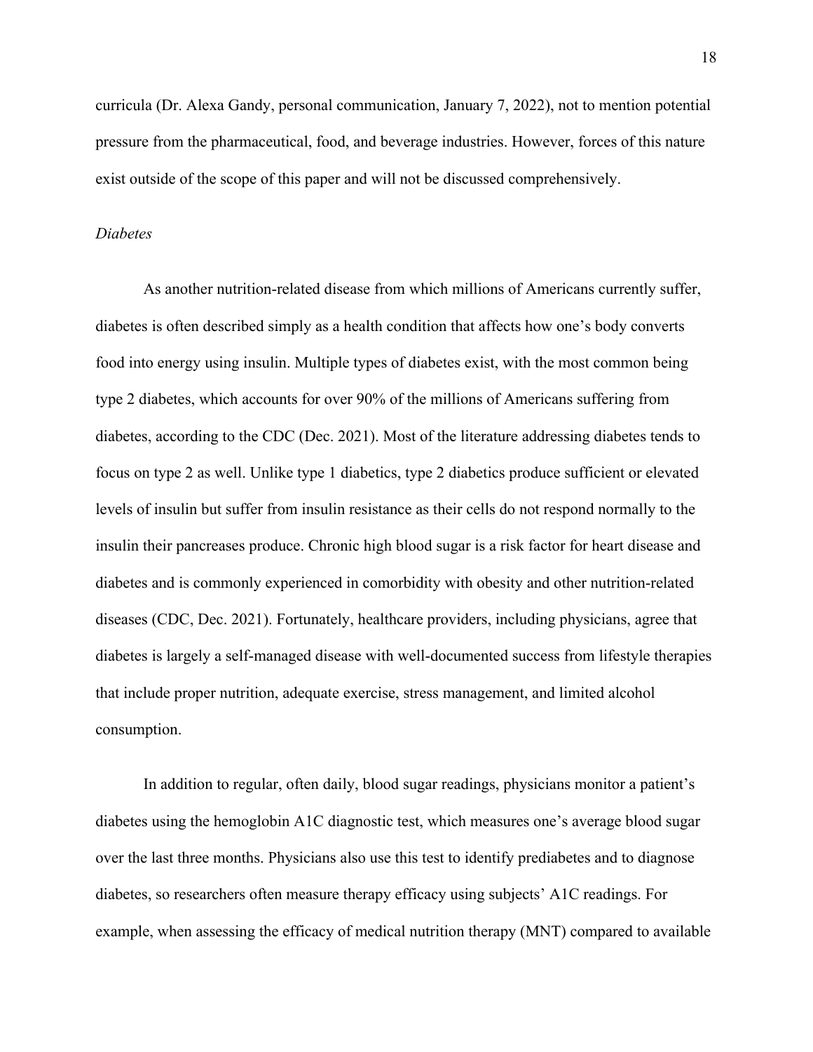curricula (Dr. Alexa Gandy, personal communication, January 7, 2022), not to mention potential pressure from the pharmaceutical, food, and beverage industries. However, forces of this nature exist outside of the scope of this paper and will not be discussed comprehensively.

### *Diabetes*

As another nutrition-related disease from which millions of Americans currently suffer, diabetes is often described simply as a health condition that affects how one's body converts food into energy using insulin. Multiple types of diabetes exist, with the most common being type 2 diabetes, which accounts for over 90% of the millions of Americans suffering from diabetes, according to the CDC (Dec. 2021). Most of the literature addressing diabetes tends to focus on type 2 as well. Unlike type 1 diabetics, type 2 diabetics produce sufficient or elevated levels of insulin but suffer from insulin resistance as their cells do not respond normally to the insulin their pancreases produce. Chronic high blood sugar is a risk factor for heart disease and diabetes and is commonly experienced in comorbidity with obesity and other nutrition-related diseases (CDC, Dec. 2021). Fortunately, healthcare providers, including physicians, agree that diabetes is largely a self-managed disease with well-documented success from lifestyle therapies that include proper nutrition, adequate exercise, stress management, and limited alcohol consumption.

In addition to regular, often daily, blood sugar readings, physicians monitor a patient's diabetes using the hemoglobin A1C diagnostic test, which measures one's average blood sugar over the last three months. Physicians also use this test to identify prediabetes and to diagnose diabetes, so researchers often measure therapy efficacy using subjects' A1C readings. For example, when assessing the efficacy of medical nutrition therapy (MNT) compared to available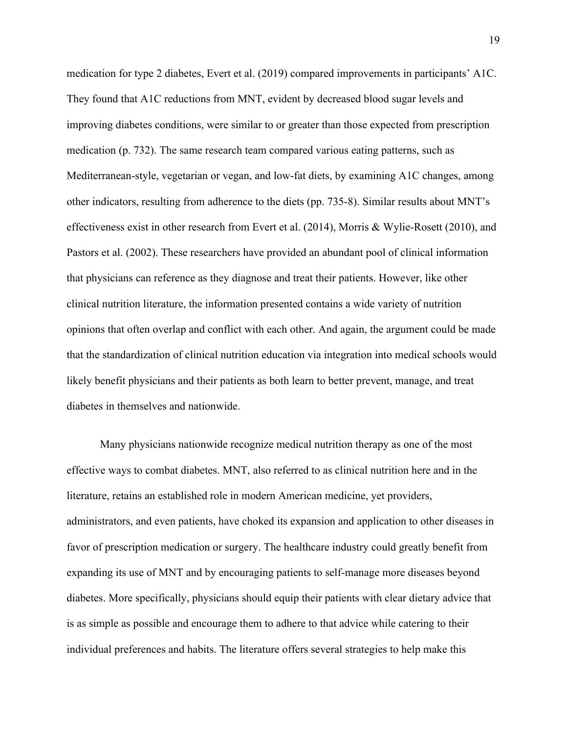medication for type 2 diabetes, Evert et al. (2019) compared improvements in participants' A1C. They found that A1C reductions from MNT, evident by decreased blood sugar levels and improving diabetes conditions, were similar to or greater than those expected from prescription medication (p. 732). The same research team compared various eating patterns, such as Mediterranean-style, vegetarian or vegan, and low-fat diets, by examining A1C changes, among other indicators, resulting from adherence to the diets (pp. 735-8). Similar results about MNT's effectiveness exist in other research from Evert et al. (2014), Morris & Wylie-Rosett (2010), and Pastors et al. (2002). These researchers have provided an abundant pool of clinical information that physicians can reference as they diagnose and treat their patients. However, like other clinical nutrition literature, the information presented contains a wide variety of nutrition opinions that often overlap and conflict with each other. And again, the argument could be made that the standardization of clinical nutrition education via integration into medical schools would likely benefit physicians and their patients as both learn to better prevent, manage, and treat diabetes in themselves and nationwide.

Many physicians nationwide recognize medical nutrition therapy as one of the most effective ways to combat diabetes. MNT, also referred to as clinical nutrition here and in the literature, retains an established role in modern American medicine, yet providers, administrators, and even patients, have choked its expansion and application to other diseases in favor of prescription medication or surgery. The healthcare industry could greatly benefit from expanding its use of MNT and by encouraging patients to self-manage more diseases beyond diabetes. More specifically, physicians should equip their patients with clear dietary advice that is as simple as possible and encourage them to adhere to that advice while catering to their individual preferences and habits. The literature offers several strategies to help make this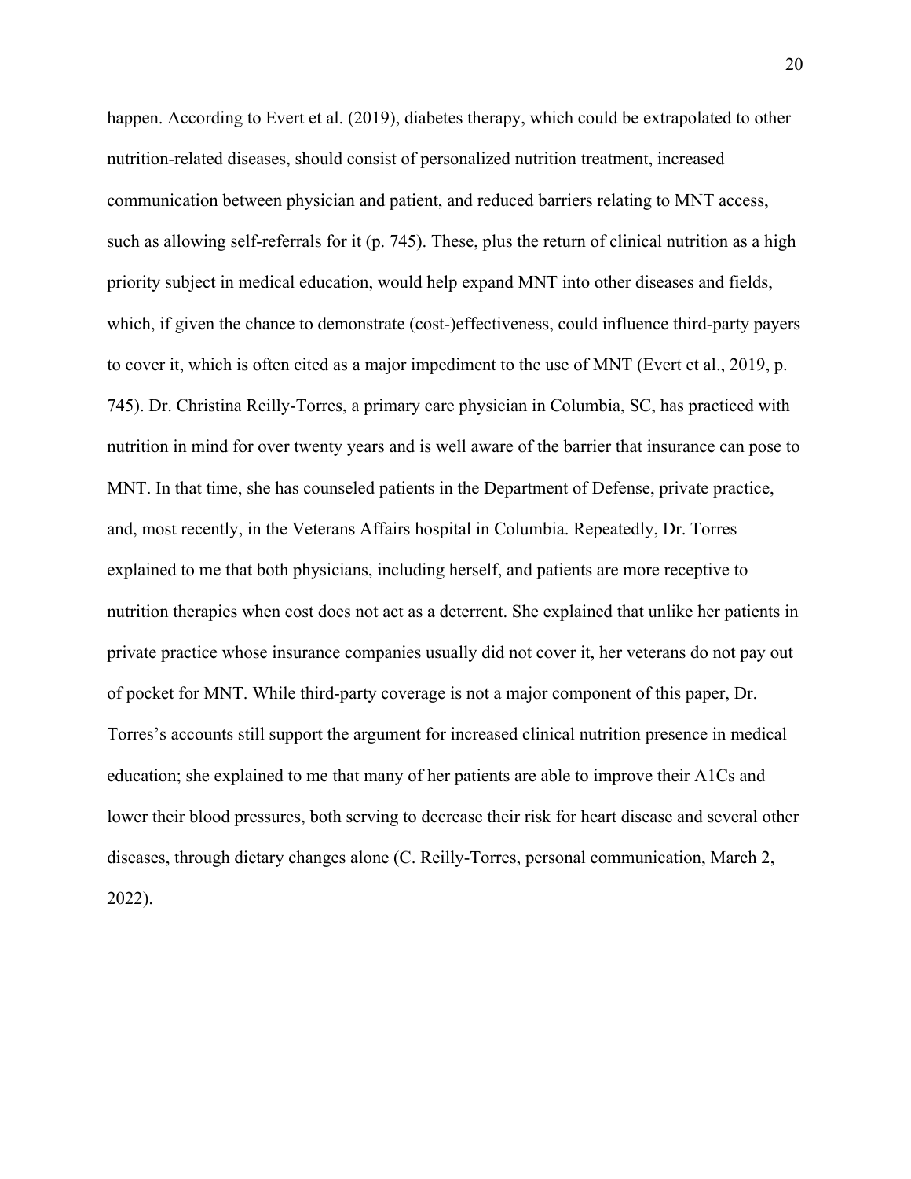happen. According to Evert et al. (2019), diabetes therapy, which could be extrapolated to other nutrition-related diseases, should consist of personalized nutrition treatment, increased communication between physician and patient, and reduced barriers relating to MNT access, such as allowing self-referrals for it (p. 745). These, plus the return of clinical nutrition as a high priority subject in medical education, would help expand MNT into other diseases and fields, which, if given the chance to demonstrate (cost-)effectiveness, could influence third-party payers to cover it, which is often cited as a major impediment to the use of MNT (Evert et al., 2019, p. 745). Dr. Christina Reilly-Torres, a primary care physician in Columbia, SC, has practiced with nutrition in mind for over twenty years and is well aware of the barrier that insurance can pose to MNT. In that time, she has counseled patients in the Department of Defense, private practice, and, most recently, in the Veterans Affairs hospital in Columbia. Repeatedly, Dr. Torres explained to me that both physicians, including herself, and patients are more receptive to nutrition therapies when cost does not act as a deterrent. She explained that unlike her patients in private practice whose insurance companies usually did not cover it, her veterans do not pay out of pocket for MNT. While third-party coverage is not a major component of this paper, Dr. Torres's accounts still support the argument for increased clinical nutrition presence in medical education; she explained to me that many of her patients are able to improve their A1Cs and lower their blood pressures, both serving to decrease their risk for heart disease and several other diseases, through dietary changes alone (C. Reilly-Torres, personal communication, March 2, 2022).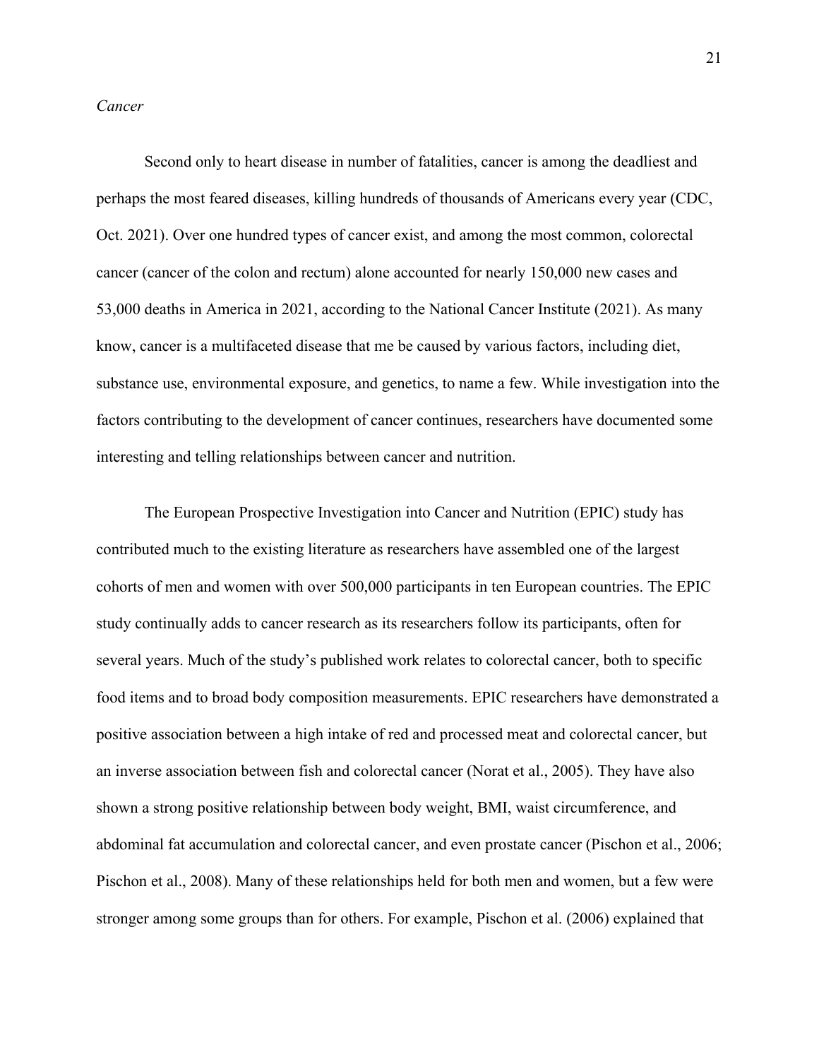*Cancer*

Second only to heart disease in number of fatalities, cancer is among the deadliest and perhaps the most feared diseases, killing hundreds of thousands of Americans every year (CDC, Oct. 2021). Over one hundred types of cancer exist, and among the most common, colorectal cancer (cancer of the colon and rectum) alone accounted for nearly 150,000 new cases and 53,000 deaths in America in 2021, according to the National Cancer Institute (2021). As many know, cancer is a multifaceted disease that me be caused by various factors, including diet, substance use, environmental exposure, and genetics, to name a few. While investigation into the factors contributing to the development of cancer continues, researchers have documented some interesting and telling relationships between cancer and nutrition.

The European Prospective Investigation into Cancer and Nutrition (EPIC) study has contributed much to the existing literature as researchers have assembled one of the largest cohorts of men and women with over 500,000 participants in ten European countries. The EPIC study continually adds to cancer research as its researchers follow its participants, often for several years. Much of the study's published work relates to colorectal cancer, both to specific food items and to broad body composition measurements. EPIC researchers have demonstrated a positive association between a high intake of red and processed meat and colorectal cancer, but an inverse association between fish and colorectal cancer (Norat et al., 2005). They have also shown a strong positive relationship between body weight, BMI, waist circumference, and abdominal fat accumulation and colorectal cancer, and even prostate cancer (Pischon et al., 2006; Pischon et al., 2008). Many of these relationships held for both men and women, but a few were stronger among some groups than for others. For example, Pischon et al. (2006) explained that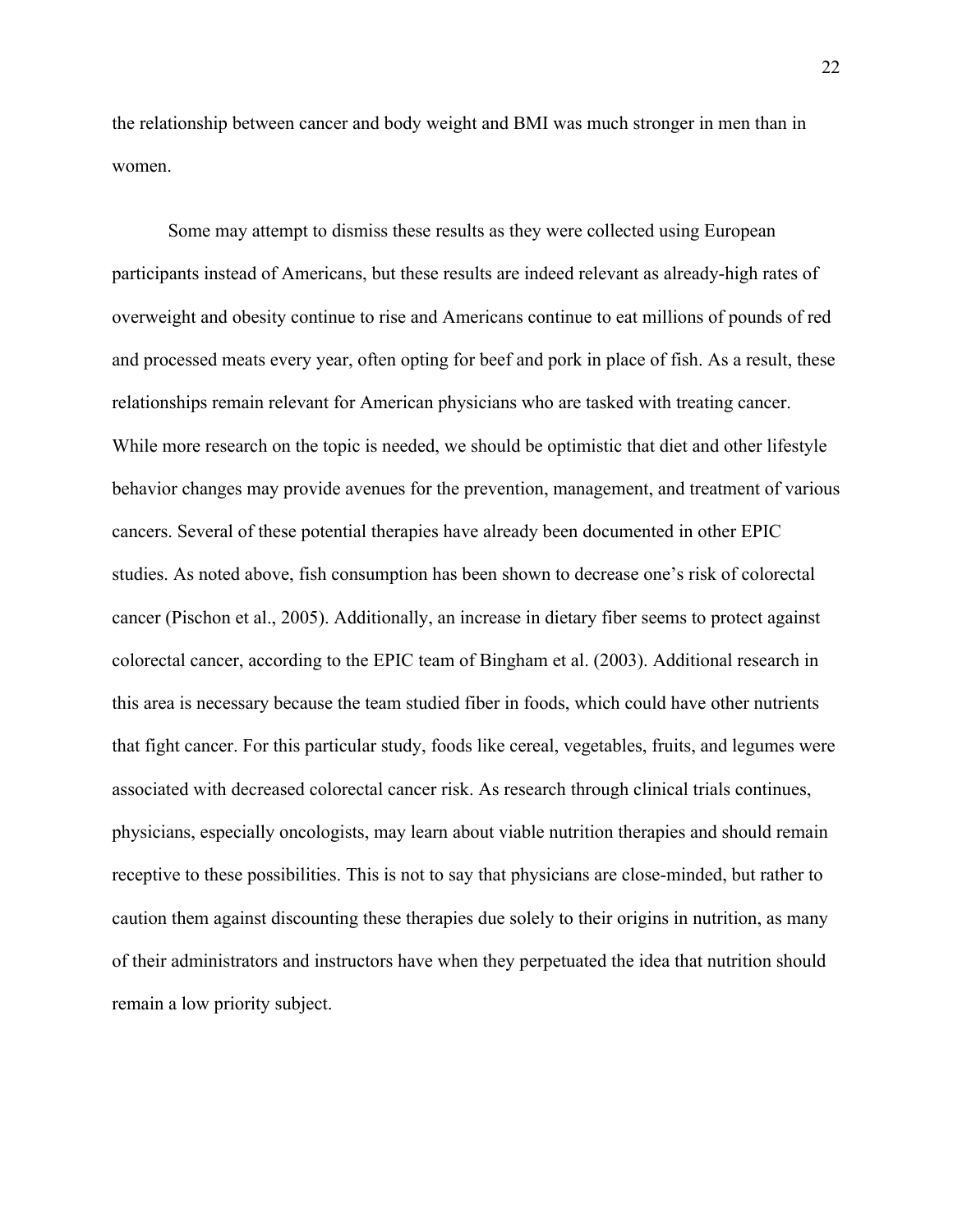the relationship between cancer and body weight and BMI was much stronger in men than in women.

Some may attempt to dismiss these results as they were collected using European participants instead of Americans, but these results are indeed relevant as already-high rates of overweight and obesity continue to rise and Americans continue to eat millions of pounds of red and processed meats every year, often opting for beef and pork in place of fish. As a result, these relationships remain relevant for American physicians who are tasked with treating cancer. While more research on the topic is needed, we should be optimistic that diet and other lifestyle behavior changes may provide avenues for the prevention, management, and treatment of various cancers. Several of these potential therapies have already been documented in other EPIC studies. As noted above, fish consumption has been shown to decrease one's risk of colorectal cancer (Pischon et al., 2005). Additionally, an increase in dietary fiber seems to protect against colorectal cancer, according to the EPIC team of Bingham et al. (2003). Additional research in this area is necessary because the team studied fiber in foods, which could have other nutrients that fight cancer. For this particular study, foods like cereal, vegetables, fruits, and legumes were associated with decreased colorectal cancer risk. As research through clinical trials continues, physicians, especially oncologists, may learn about viable nutrition therapies and should remain receptive to these possibilities. This is not to say that physicians are close-minded, but rather to caution them against discounting these therapies due solely to their origins in nutrition, as many of their administrators and instructors have when they perpetuated the idea that nutrition should remain a low priority subject.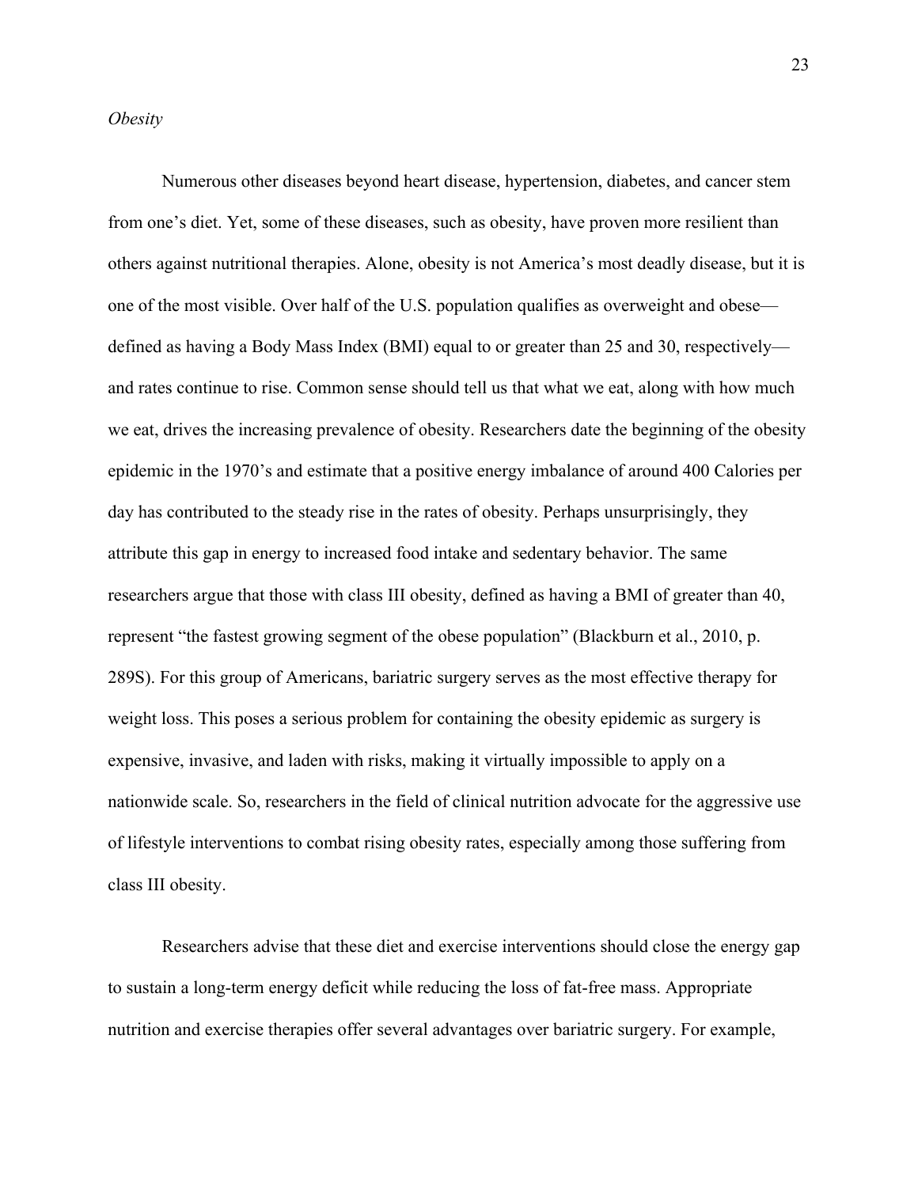*Obesity*

Numerous other diseases beyond heart disease, hypertension, diabetes, and cancer stem from one's diet. Yet, some of these diseases, such as obesity, have proven more resilient than others against nutritional therapies. Alone, obesity is not America's most deadly disease, but it is one of the most visible. Over half of the U.S. population qualifies as overweight and obese—defined as having a Body Mass Index (BMI) equal to or greater than 25 and 30, respectively—and rates continue to rise. Common sense should tell us that what we eat, along with how much we eat, drives the increasing prevalence of obesity. Researchers date the beginning of the obesity epidemic in the 1970's and estimate that a positive energy imbalance of around 400 Calories per day has contributed to the steady rise in the rates of obesity. Perhaps unsurprisingly, they attribute this gap in energy to increased food intake and sedentary behavior. The same researchers argue that those with class III obesity, defined as having a BMI of greater than 40, represent "the fastest growing segment of the obese population" (Blackburn et al., 2010, p. 289S). For this group of Americans, bariatric surgery serves as the most effective therapy for weight loss. This poses a serious problem for containing the obesity epidemic as surgery is expensive, invasive, and laden with risks, making it virtually impossible to apply on a nationwide scale. So, researchers in the field of clinical nutrition advocate for the aggressive use of lifestyle interventions to combat rising obesity rates, especially among those suffering from class III obesity.

Researchers advise that these diet and exercise interventions should close the energy gap to sustain a long-term energy deficit while reducing the loss of fat-free mass. Appropriate nutrition and exercise therapies offer several advantages over bariatric surgery. For example,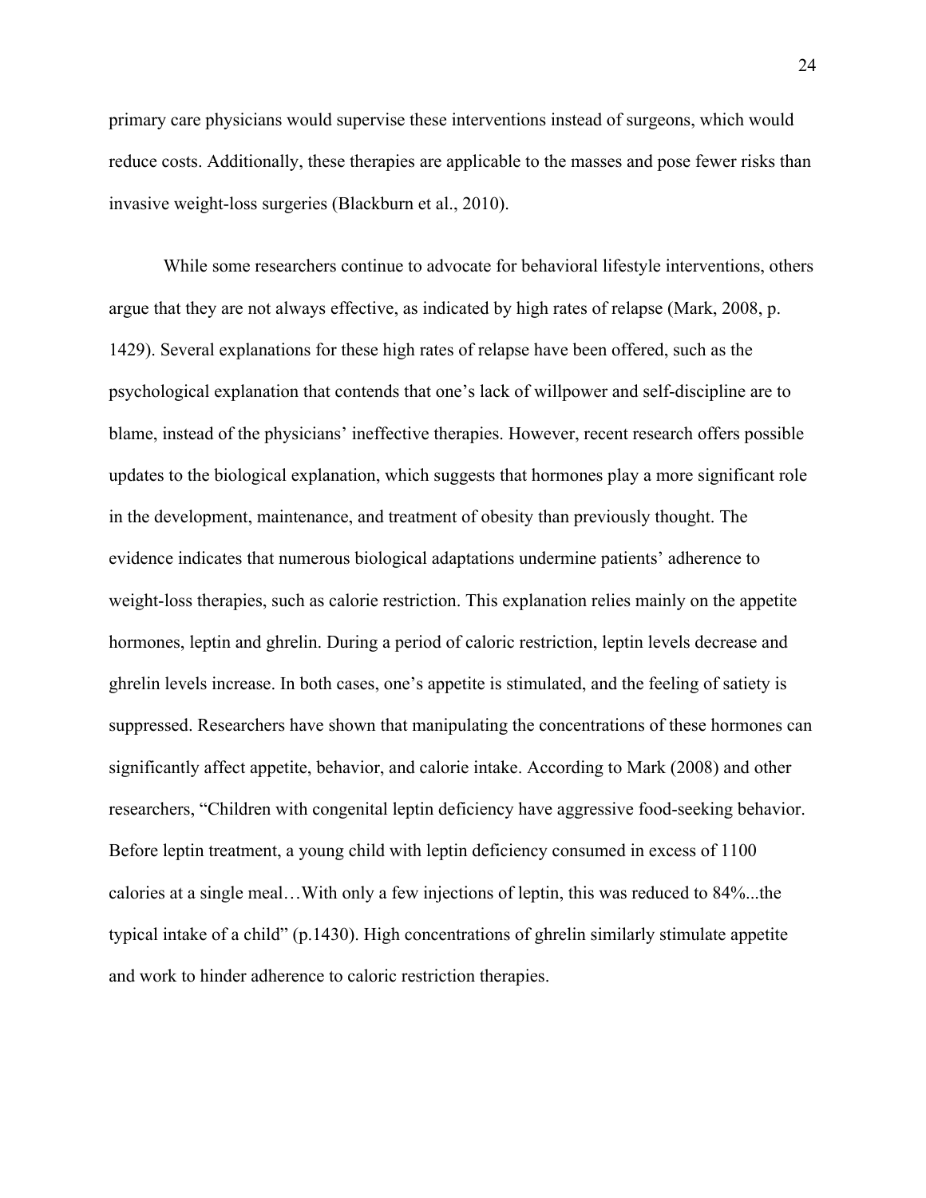primary care physicians would supervise these interventions instead of surgeons, which would reduce costs. Additionally, these therapies are applicable to the masses and pose fewer risks than invasive weight-loss surgeries (Blackburn et al., 2010).

While some researchers continue to advocate for behavioral lifestyle interventions, others argue that they are not always effective, as indicated by high rates of relapse (Mark, 2008, p. 1429). Several explanations for these high rates of relapse have been offered, such as the psychological explanation that contends that one's lack of willpower and self-discipline are to blame, instead of the physicians' ineffective therapies. However, recent research offers possible updates to the biological explanation, which suggests that hormones play a more significant role in the development, maintenance, and treatment of obesity than previously thought. The evidence indicates that numerous biological adaptations undermine patients' adherence to weight-loss therapies, such as calorie restriction. This explanation relies mainly on the appetite hormones, leptin and ghrelin. During a period of caloric restriction, leptin levels decrease and ghrelin levels increase. In both cases, one's appetite is stimulated, and the feeling of satiety is suppressed. Researchers have shown that manipulating the concentrations of these hormones can significantly affect appetite, behavior, and calorie intake. According to Mark (2008) and other researchers, "Children with congenital leptin deficiency have aggressive food-seeking behavior. Before leptin treatment, a young child with leptin deficiency consumed in excess of 1100 calories at a single meal…With only a few injections of leptin, this was reduced to 84%...the typical intake of a child" (p.1430). High concentrations of ghrelin similarly stimulate appetite and work to hinder adherence to caloric restriction therapies.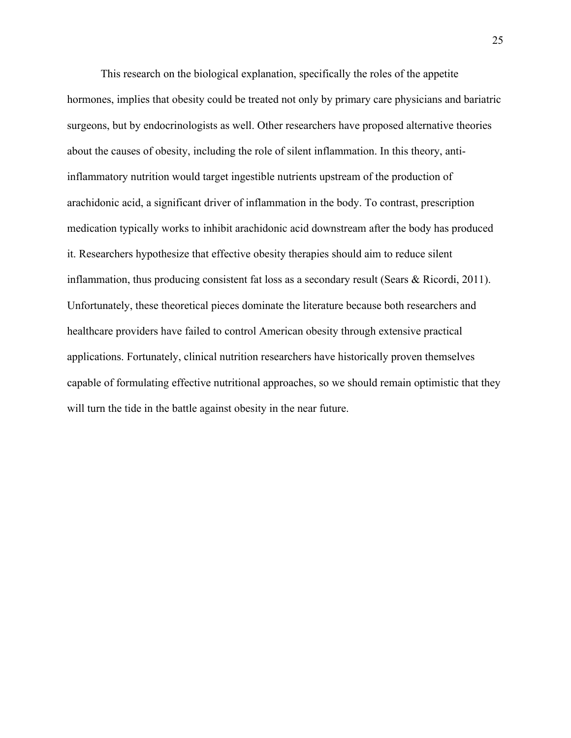This research on the biological explanation, specifically the roles of the appetite hormones, implies that obesity could be treated not only by primary care physicians and bariatric surgeons, but by endocrinologists as well. Other researchers have proposed alternative theories about the causes of obesity, including the role of silent inflammation. In this theory, anti-inflammatory nutrition would target ingestible nutrients upstream of the production of arachidonic acid, a significant driver of inflammation in the body. To contrast, prescription medication typically works to inhibit arachidonic acid downstream after the body has produced it. Researchers hypothesize that effective obesity therapies should aim to reduce silent inflammation, thus producing consistent fat loss as a secondary result (Sears & Ricordi, 2011). Unfortunately, these theoretical pieces dominate the literature because both researchers and healthcare providers have failed to control American obesity through extensive practical applications. Fortunately, clinical nutrition researchers have historically proven themselves capable of formulating effective nutritional approaches, so we should remain optimistic that they will turn the tide in the battle against obesity in the near future.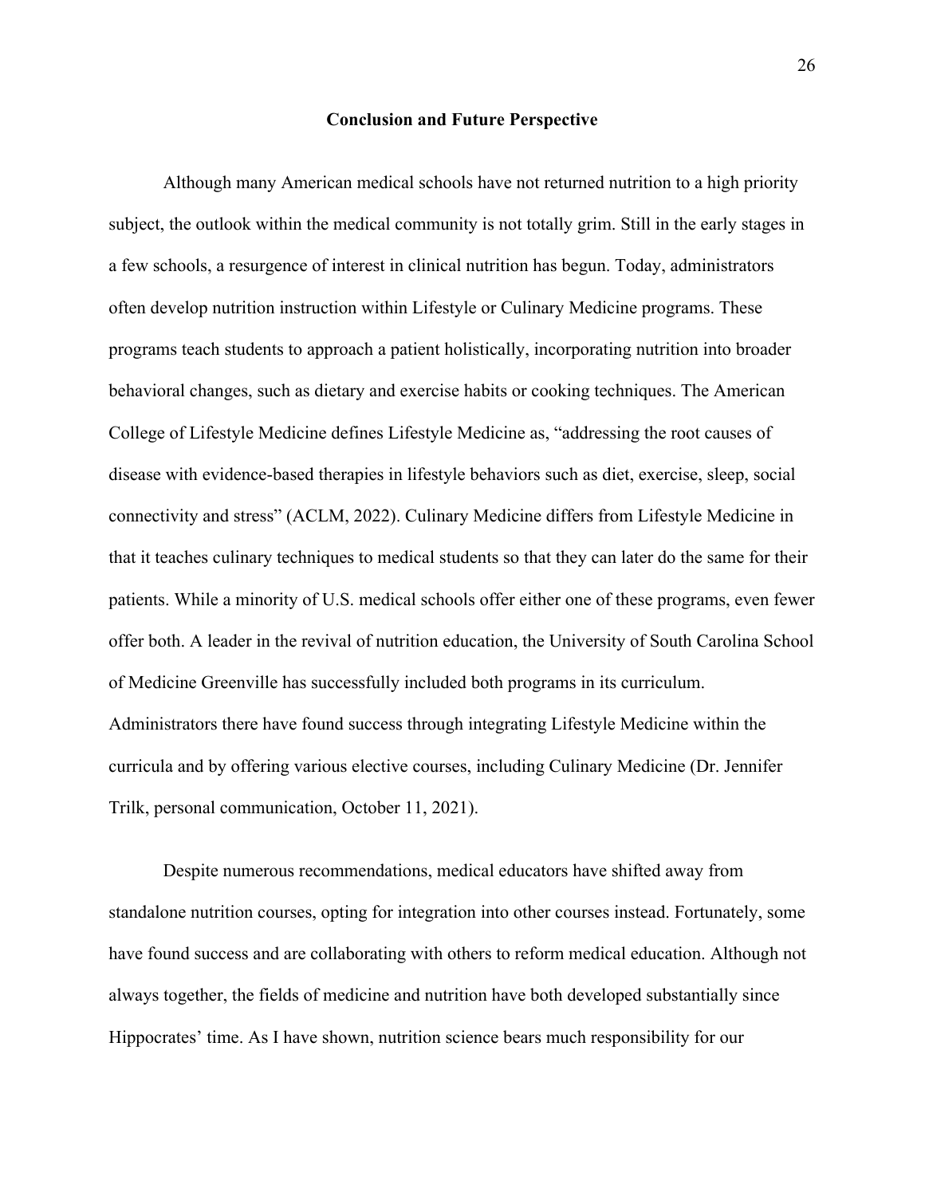## Conclusion and Future Perspective

Although many American medical schools have not returned nutrition to a high priority subject, the outlook within the medical community is not totally grim. Still in the early stages in a few schools, a resurgence of interest in clinical nutrition has begun. Today, administrators often develop nutrition instruction within Lifestyle or Culinary Medicine programs. These programs teach students to approach a patient holistically, incorporating nutrition into broader behavioral changes, such as dietary and exercise habits or cooking techniques. The American College of Lifestyle Medicine defines Lifestyle Medicine as, "addressing the root causes of disease with evidence-based therapies in lifestyle behaviors such as diet, exercise, sleep, social connectivity and stress" (ACLM, 2022). Culinary Medicine differs from Lifestyle Medicine in that it teaches culinary techniques to medical students so that they can later do the same for their patients. While a minority of U.S. medical schools offer either one of these programs, even fewer offer both. A leader in the revival of nutrition education, the University of South Carolina School of Medicine Greenville has successfully included both programs in its curriculum. Administrators there have found success through integrating Lifestyle Medicine within the curricula and by offering various elective courses, including Culinary Medicine (Dr. Jennifer Trilk, personal communication, October 11, 2021).

Despite numerous recommendations, medical educators have shifted away from standalone nutrition courses, opting for integration into other courses instead. Fortunately, some have found success and are collaborating with others to reform medical education. Although not always together, the fields of medicine and nutrition have both developed substantially since Hippocrates' time. As I have shown, nutrition science bears much responsibility for our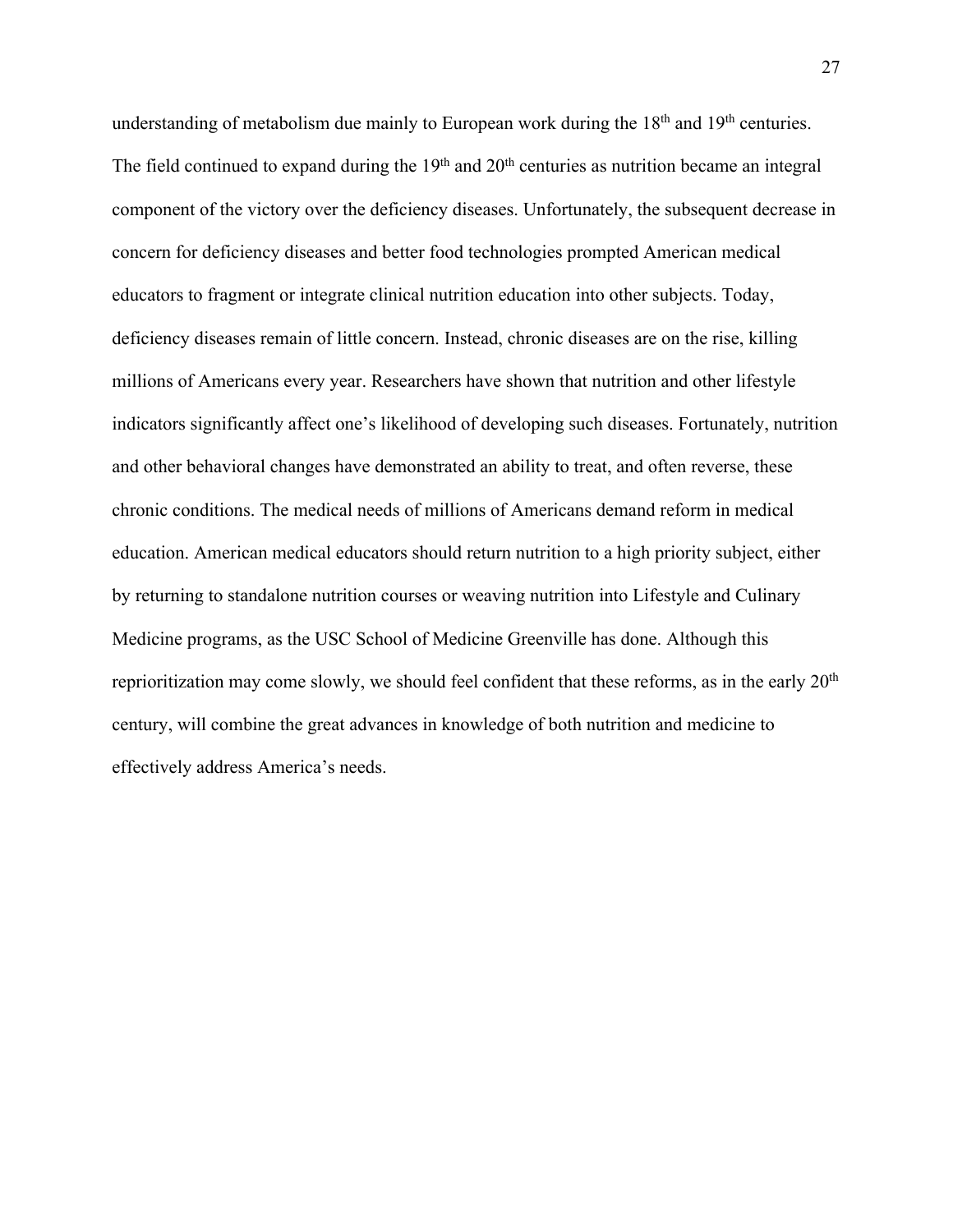understanding of metabolism due mainly to European work during the 18th and 19th centuries. The field continued to expand during the 19th and 20th centuries as nutrition became an integral component of the victory over the deficiency diseases. Unfortunately, the subsequent decrease in concern for deficiency diseases and better food technologies prompted American medical educators to fragment or integrate clinical nutrition education into other subjects. Today, deficiency diseases remain of little concern. Instead, chronic diseases are on the rise, killing millions of Americans every year. Researchers have shown that nutrition and other lifestyle indicators significantly affect one's likelihood of developing such diseases. Fortunately, nutrition and other behavioral changes have demonstrated an ability to treat, and often reverse, these chronic conditions. The medical needs of millions of Americans demand reform in medical education. American medical educators should return nutrition to a high priority subject, either by returning to standalone nutrition courses or weaving nutrition into Lifestyle and Culinary Medicine programs, as the USC School of Medicine Greenville has done. Although this reprioritization may come slowly, we should feel confident that these reforms, as in the early 20th century, will combine the great advances in knowledge of both nutrition and medicine to effectively address America's needs.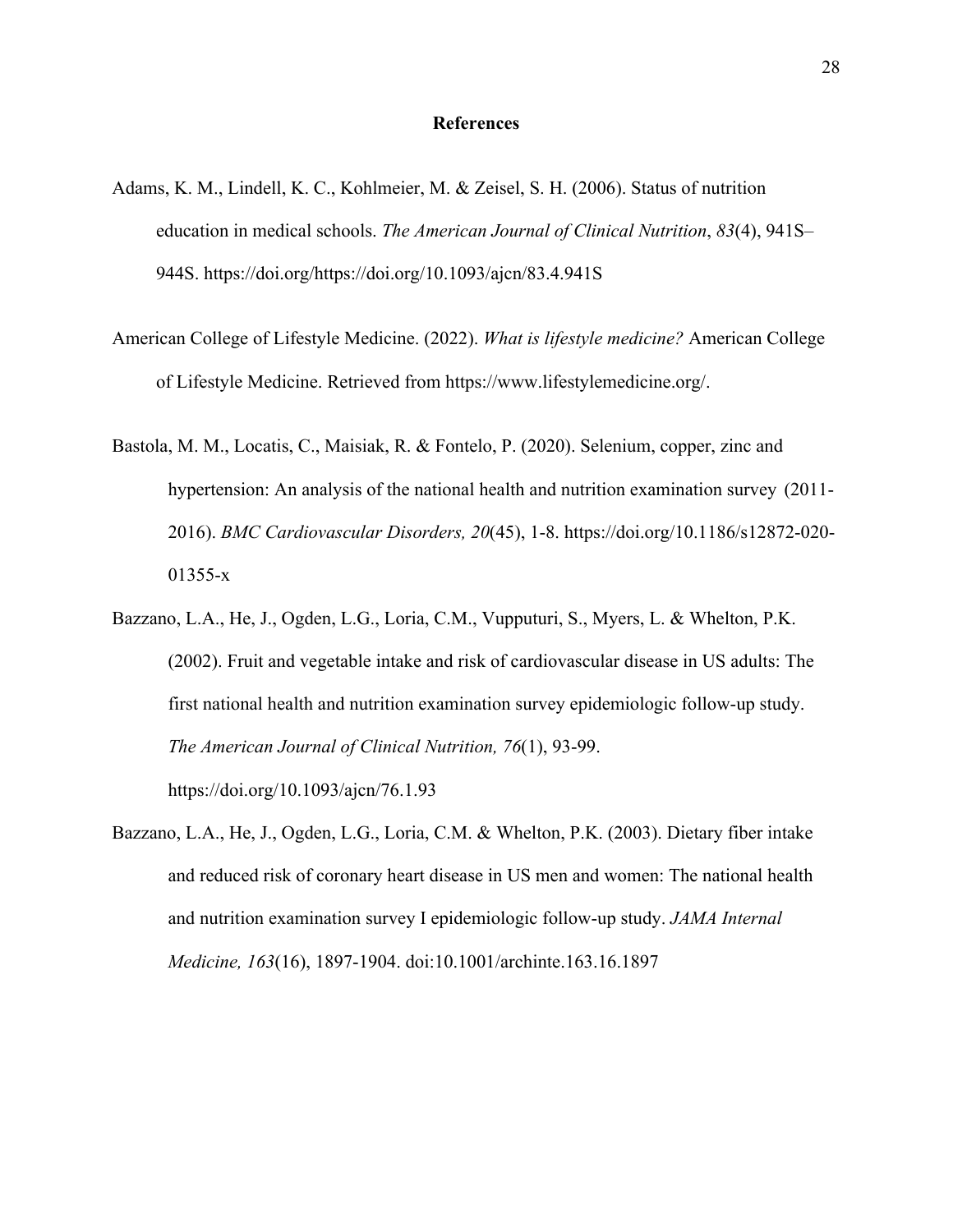# References

Adams, K. M., Lindell, K. C., Kohlmeier, M. & Zeisel, S. H. (2006). Status of nutrition education in medical schools. *The American Journal of Clinical Nutrition*, *83*(4), 941S–944S. https://doi.org/https://doi.org/10.1093/ajcn/83.4.941S

American College of Lifestyle Medicine. (2022). *What is lifestyle medicine?* American College of Lifestyle Medicine. Retrieved from https://www.lifestylemedicine.org/.

Bastola, M. M., Locatis, C., Maisiak, R. & Fontelo, P. (2020). Selenium, copper, zinc and hypertension: An analysis of the national health and nutrition examination survey (2011-2016). *BMC Cardiovascular Disorders, 20*(45), 1-8. https://doi.org/10.1186/s12872-020-01355-x

Bazzano, L.A., He, J., Ogden, L.G., Loria, C.M., Vupputuri, S., Myers, L. & Whelton, P.K. (2002). Fruit and vegetable intake and risk of cardiovascular disease in US adults: The first national health and nutrition examination survey epidemiologic follow-up study. *The American Journal of Clinical Nutrition, 76*(1), 93-99. https://doi.org/10.1093/ajcn/76.1.93

Bazzano, L.A., He, J., Ogden, L.G., Loria, C.M. & Whelton, P.K. (2003). Dietary fiber intake and reduced risk of coronary heart disease in US men and women: The national health and nutrition examination survey I epidemiologic follow-up study. *JAMA Internal Medicine, 163*(16), 1897-1904. doi:10.1001/archinte.163.16.1897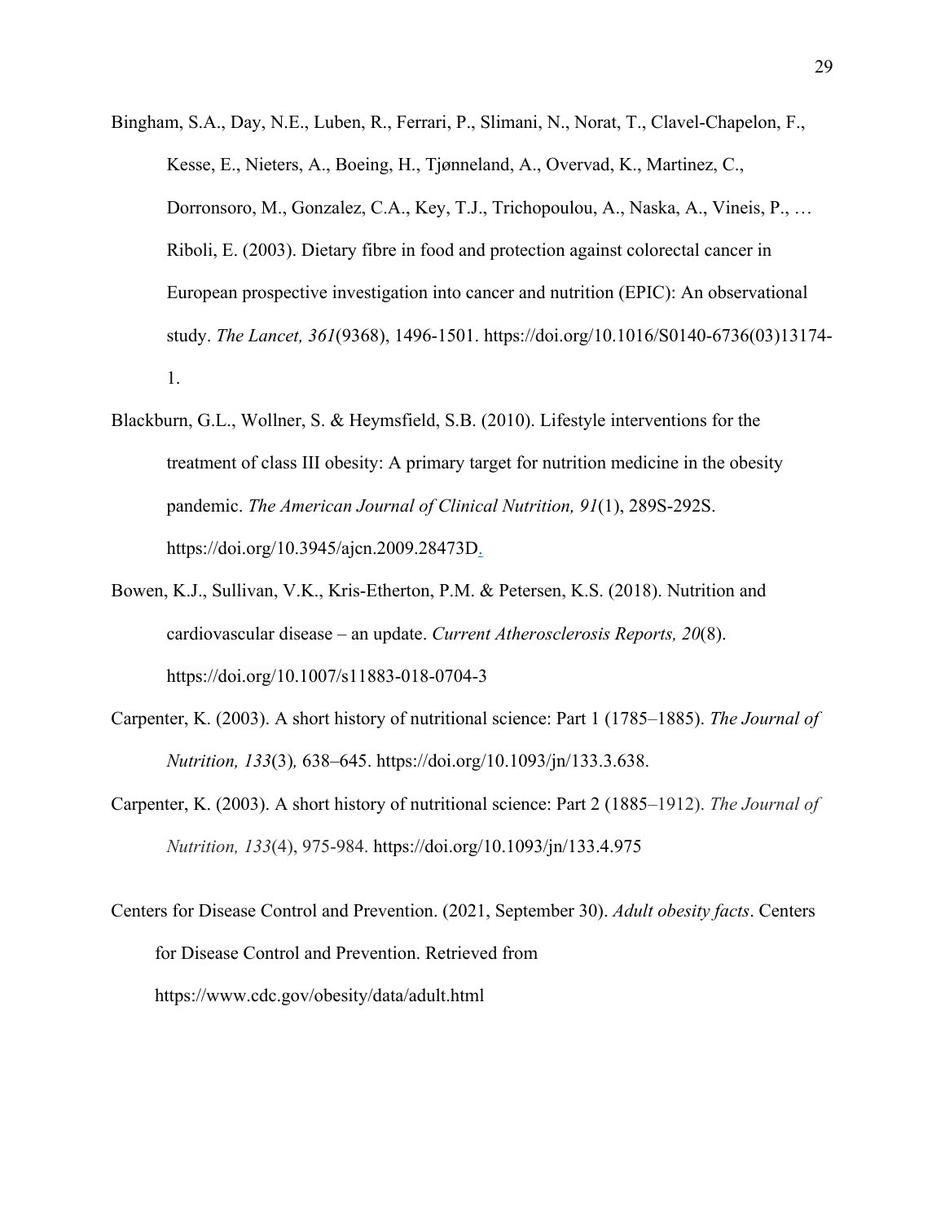Bingham, S.A., Day, N.E., Luben, R., Ferrari, P., Slimani, N., Norat, T., Clavel-Chapelon, F., Kesse, E., Nieters, A., Boeing, H., Tjønneland, A., Overvad, K., Martinez, C., Dorronsoro, M., Gonzalez, C.A., Key, T.J., Trichopoulou, A., Naska, A., Vineis, P., … Riboli, E. (2003). Dietary fibre in food and protection against colorectal cancer in European prospective investigation into cancer and nutrition (EPIC): An observational study. *The Lancet, 361*(9368), 1496-1501. https://doi.org/10.1016/S0140-6736(03)13174-1.

Blackburn, G.L., Wollner, S. & Heymsfield, S.B. (2010). Lifestyle interventions for the treatment of class III obesity: A primary target for nutrition medicine in the obesity pandemic. *The American Journal of Clinical Nutrition, 91*(1), 289S-292S. https://doi.org/10.3945/ajcn.2009.28473D.

Bowen, K.J., Sullivan, V.K., Kris-Etherton, P.M. & Petersen, K.S. (2018). Nutrition and cardiovascular disease – an update. *Current Atherosclerosis Reports, 20*(8). https://doi.org/10.1007/s11883-018-0704-3

Carpenter, K. (2003). A short history of nutritional science: Part 1 (1785–1885). *The Journal of Nutrition, 133*(3)*,* 638–645. https://doi.org/10.1093/jn/133.3.638.

Carpenter, K. (2003). A short history of nutritional science: Part 2 (1885–1912). *The Journal of Nutrition, 133*(4), 975-984. https://doi.org/10.1093/jn/133.4.975

Centers for Disease Control and Prevention. (2021, September 30). *Adult obesity facts*. Centers for Disease Control and Prevention. Retrieved from https://www.cdc.gov/obesity/data/adult.html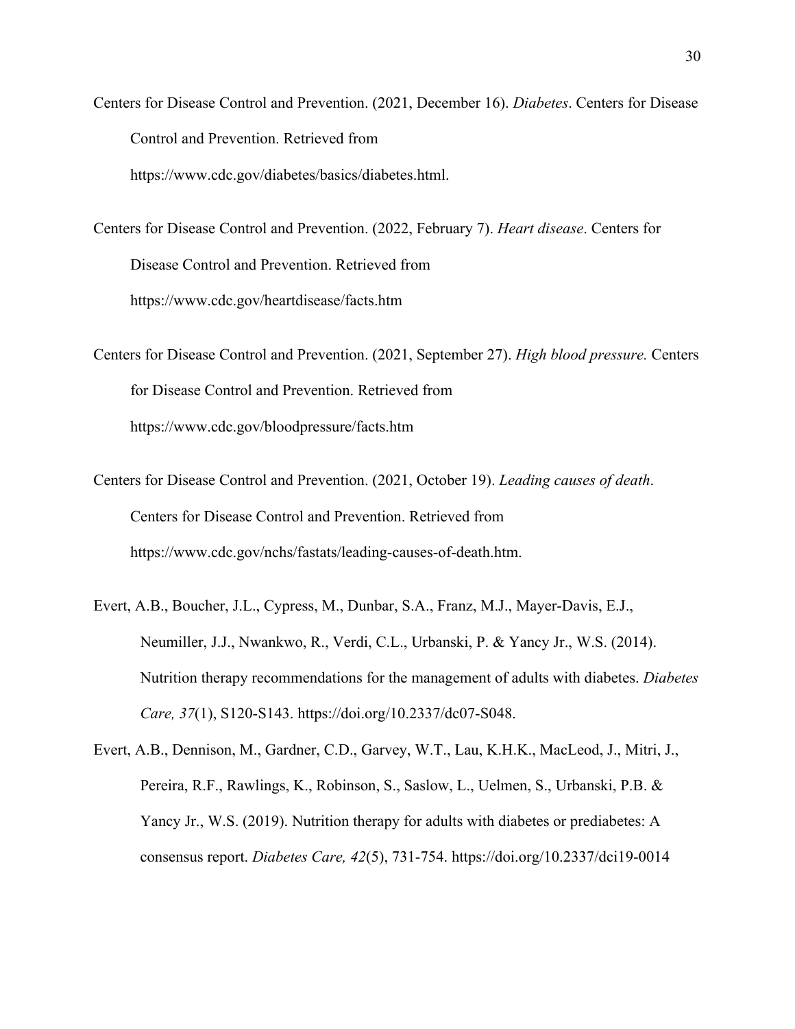Centers for Disease Control and Prevention. (2021, December 16). *Diabetes*. Centers for Disease Control and Prevention. Retrieved from https://www.cdc.gov/diabetes/basics/diabetes.html.

Centers for Disease Control and Prevention. (2022, February 7). *Heart disease*. Centers for Disease Control and Prevention. Retrieved from https://www.cdc.gov/heartdisease/facts.htm

Centers for Disease Control and Prevention. (2021, September 27). *High blood pressure.* Centers for Disease Control and Prevention. Retrieved from https://www.cdc.gov/bloodpressure/facts.htm

Centers for Disease Control and Prevention. (2021, October 19). *Leading causes of death*. Centers for Disease Control and Prevention. Retrieved from https://www.cdc.gov/nchs/fastats/leading-causes-of-death.htm.

Evert, A.B., Boucher, J.L., Cypress, M., Dunbar, S.A., Franz, M.J., Mayer-Davis, E.J., Neumiller, J.J., Nwankwo, R., Verdi, C.L., Urbanski, P. & Yancy Jr., W.S. (2014). Nutrition therapy recommendations for the management of adults with diabetes. *Diabetes Care, 37*(1), S120-S143. https://doi.org/10.2337/dc07-S048.

Evert, A.B., Dennison, M., Gardner, C.D., Garvey, W.T., Lau, K.H.K., MacLeod, J., Mitri, J., Pereira, R.F., Rawlings, K., Robinson, S., Saslow, L., Uelmen, S., Urbanski, P.B. & Yancy Jr., W.S. (2019). Nutrition therapy for adults with diabetes or prediabetes: A consensus report. *Diabetes Care, 42*(5), 731-754. https://doi.org/10.2337/dci19-0014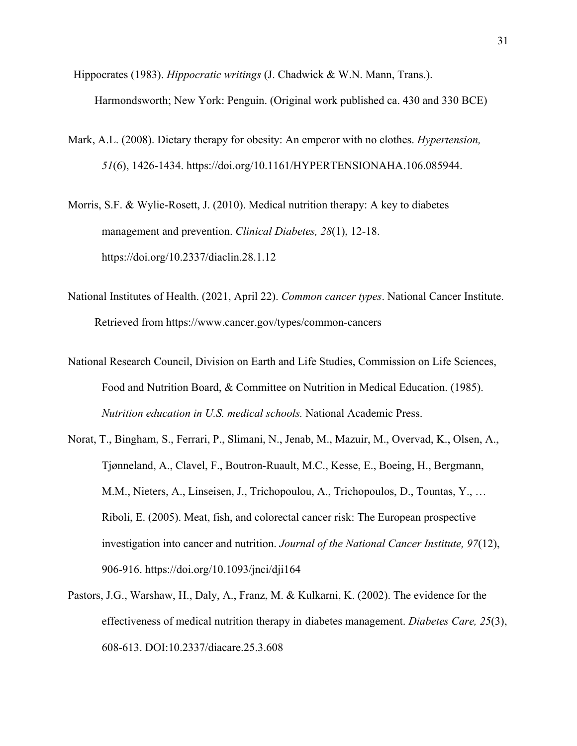Hippocrates (1983). *Hippocratic writings* (J. Chadwick & W.N. Mann, Trans.). Harmondsworth; New York: Penguin. (Original work published ca. 430 and 330 BCE)

Mark, A.L. (2008). Dietary therapy for obesity: An emperor with no clothes. *Hypertension, 51*(6), 1426-1434. https://doi.org/10.1161/HYPERTENSIONAHA.106.085944.

Morris, S.F. & Wylie-Rosett, J. (2010). Medical nutrition therapy: A key to diabetes management and prevention. *Clinical Diabetes, 28*(1), 12-18. https://doi.org/10.2337/diaclin.28.1.12

National Institutes of Health. (2021, April 22). *Common cancer types*. National Cancer Institute. Retrieved from https://www.cancer.gov/types/common-cancers

National Research Council, Division on Earth and Life Studies, Commission on Life Sciences, Food and Nutrition Board, & Committee on Nutrition in Medical Education. (1985). *Nutrition education in U.S. medical schools.* National Academic Press.

Norat, T., Bingham, S., Ferrari, P., Slimani, N., Jenab, M., Mazuir, M., Overvad, K., Olsen, A., Tjønneland, A., Clavel, F., Boutron-Ruault, M.C., Kesse, E., Boeing, H., Bergmann, M.M., Nieters, A., Linseisen, J., Trichopoulou, A., Trichopoulos, D., Tountas, Y., … Riboli, E. (2005). Meat, fish, and colorectal cancer risk: The European prospective investigation into cancer and nutrition. *Journal of the National Cancer Institute, 97*(12), 906-916. https://doi.org/10.1093/jnci/dji164

Pastors, J.G., Warshaw, H., Daly, A., Franz, M. & Kulkarni, K. (2002). The evidence for the effectiveness of medical nutrition therapy in diabetes management. *Diabetes Care, 25*(3), 608-613. DOI:10.2337/diacare.25.3.608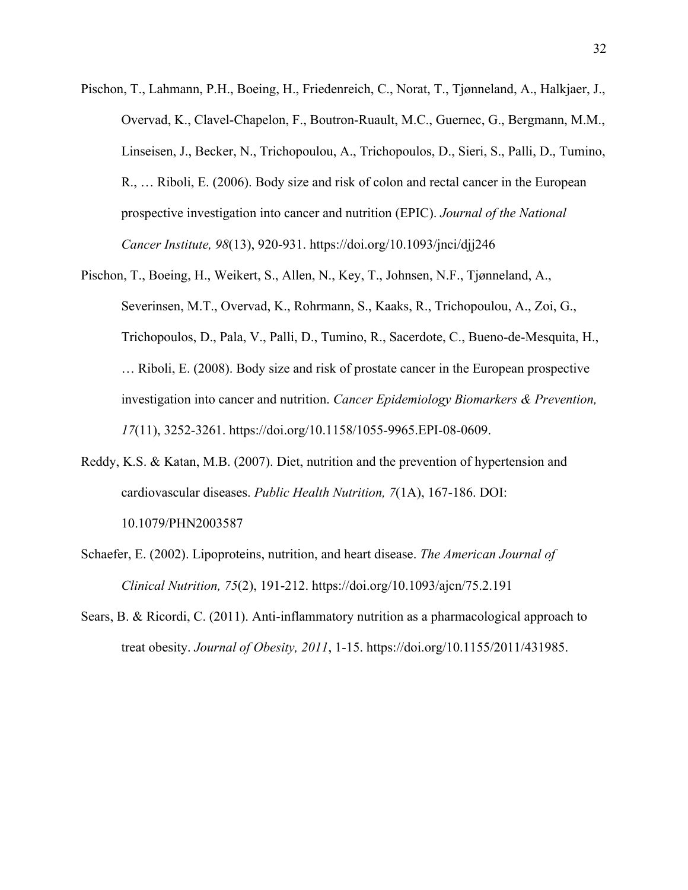Pischon, T., Lahmann, P.H., Boeing, H., Friedenreich, C., Norat, T., Tjønneland, A., Halkjaer, J., Overvad, K., Clavel-Chapelon, F., Boutron-Ruault, M.C., Guernec, G., Bergmann, M.M., Linseisen, J., Becker, N., Trichopoulou, A., Trichopoulos, D., Sieri, S., Palli, D., Tumino, R., … Riboli, E. (2006). Body size and risk of colon and rectal cancer in the European prospective investigation into cancer and nutrition (EPIC). *Journal of the National Cancer Institute, 98*(13), 920-931. https://doi.org/10.1093/jnci/djj246

Pischon, T., Boeing, H., Weikert, S., Allen, N., Key, T., Johnsen, N.F., Tjønneland, A., Severinsen, M.T., Overvad, K., Rohrmann, S., Kaaks, R., Trichopoulou, A., Zoi, G., Trichopoulos, D., Pala, V., Palli, D., Tumino, R., Sacerdote, C., Bueno-de-Mesquita, H., … Riboli, E. (2008). Body size and risk of prostate cancer in the European prospective investigation into cancer and nutrition. *Cancer Epidemiology Biomarkers & Prevention, 17*(11), 3252-3261. https://doi.org/10.1158/1055-9965.EPI-08-0609.

Reddy, K.S. & Katan, M.B. (2007). Diet, nutrition and the prevention of hypertension and cardiovascular diseases. *Public Health Nutrition, 7*(1A), 167-186. DOI: 10.1079/PHN2003587

Schaefer, E. (2002). Lipoproteins, nutrition, and heart disease. *The American Journal of Clinical Nutrition, 75*(2), 191-212. https://doi.org/10.1093/ajcn/75.2.191

Sears, B. & Ricordi, C. (2011). Anti-inflammatory nutrition as a pharmacological approach to treat obesity. *Journal of Obesity, 2011*, 1-15. https://doi.org/10.1155/2011/431985.